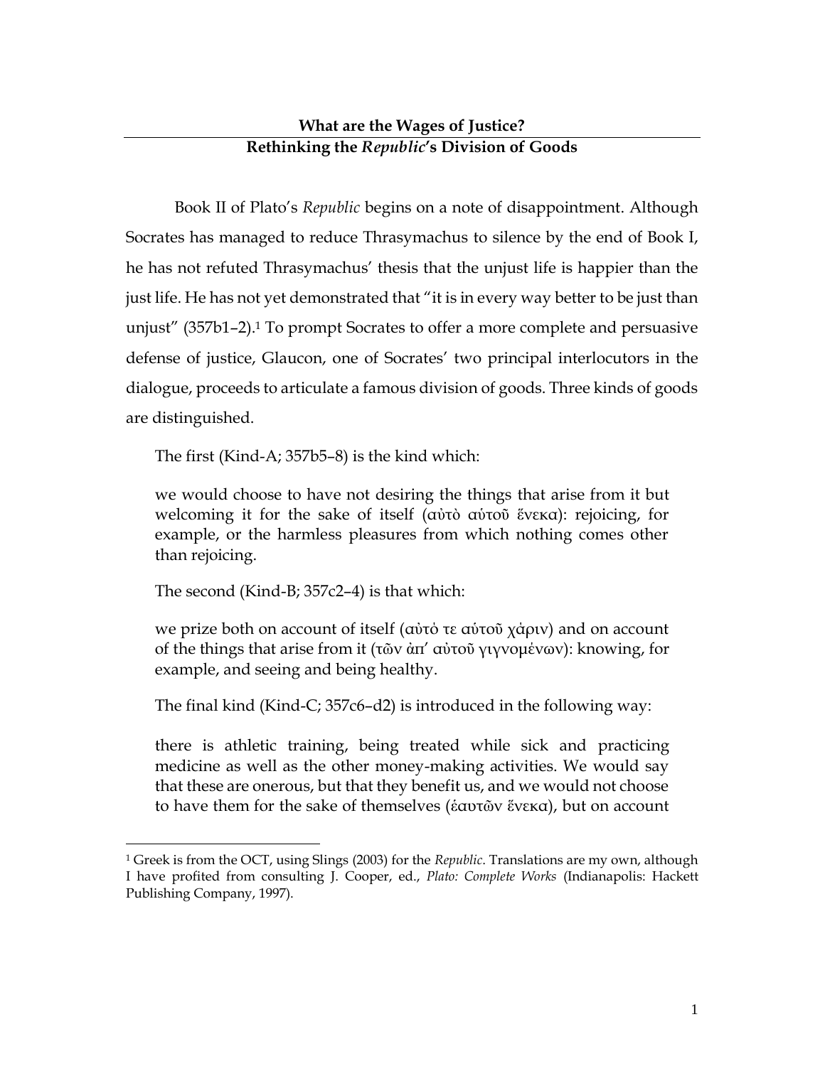# What are the Wages of Justice?
## Rethinking the *Republic*'s Division of Goods

Book II of Plato's *Republic* begins on a note of disappointment. Although Socrates has managed to reduce Thrasymachus to silence by the end of Book I, he has not refuted Thrasymachus' thesis that the unjust life is happier than the just life. He has not yet demonstrated that "it is in every way better to be just than unjust" (357b1–2).[1] To prompt Socrates to offer a more complete and persuasive defense of justice, Glaucon, one of Socrates' two principal interlocutors in the dialogue, proceeds to articulate a famous division of goods. Three kinds of goods are distinguished.

The first (Kind-A; 357b5–8) is the kind which:

> we would choose to have not desiring the things that arise from it but welcoming it for the sake of itself (αὐτὸ αὑτοῦ ἕνεκα): rejoicing, for example, or the harmless pleasures from which nothing comes other than rejoicing.

The second (Kind-B; 357c2–4) is that which:

> we prize both on account of itself (αὐτό τε αὑτοῦ χάριν) and on account of the things that arise from it (τῶν ἀπ' αὐτοῦ γιγνομένων): knowing, for example, and seeing and being healthy.

The final kind (Kind-C; 357c6–d2) is introduced in the following way:

> there is athletic training, being treated while sick and practicing medicine as well as the other money-making activities. We would say that these are onerous, but that they benefit us, and we would not choose to have them for the sake of themselves (ἑαυτῶν ἕνεκα), but on account

[1] Greek is from the OCT, using Slings (2003) for the *Republic*. Translations are my own, although I have profited from consulting J. Cooper, ed., *Plato: Complete Works* (Indianapolis: Hackett Publishing Company, 1997).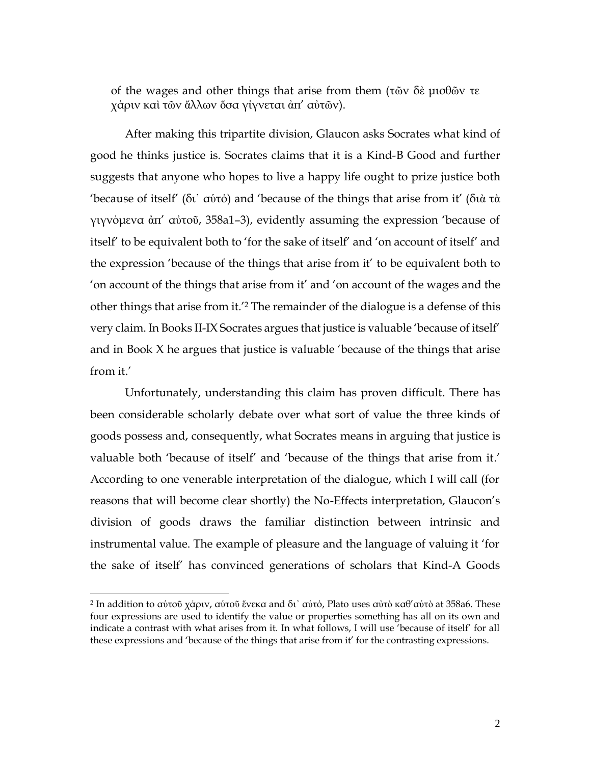of the wages and other things that arise from them (τῶν δὲ μισθῶν τε χάριν καὶ τῶν ἄλλων ὅσα γίγνεται ἀπ' αὐτῶν).

After making this tripartite division, Glaucon asks Socrates what kind of good he thinks justice is. Socrates claims that it is a Kind-B Good and further suggests that anyone who hopes to live a happy life ought to prize justice both 'because of itself' (δι᾽ αὐτὸ) and 'because of the things that arise from it' (διὰ τὰ γιγνόμενα ἀπ' αὐτοῦ, 358a1–3), evidently assuming the expression 'because of itself' to be equivalent both to 'for the sake of itself' and 'on account of itself' and the expression 'because of the things that arise from it' to be equivalent both to 'on account of the things that arise from it' and 'on account of the wages and the other things that arise from it.'[2] The remainder of the dialogue is a defense of this very claim. In Books II-IX Socrates argues that justice is valuable 'because of itself' and in Book X he argues that justice is valuable 'because of the things that arise from it.'

Unfortunately, understanding this claim has proven difficult. There has been considerable scholarly debate over what sort of value the three kinds of goods possess and, consequently, what Socrates means in arguing that justice is valuable both 'because of itself' and 'because of the things that arise from it.' According to one venerable interpretation of the dialogue, which I will call (for reasons that will become clear shortly) the No-Effects interpretation, Glaucon's division of goods draws the familiar distinction between intrinsic and instrumental value. The example of pleasure and the language of valuing it 'for the sake of itself' has convinced generations of scholars that Kind-A Goods

[2] In addition to αὑτοῦ χάριν, αὑτοῦ ἕνεκα and δι᾽ αὑτό, Plato uses αὐτὸ καθ'αὑτὸ at 358a6. These four expressions are used to identify the value or properties something has all on its own and indicate a contrast with what arises from it. In what follows, I will use 'because of itself' for all these expressions and 'because of the things that arise from it' for the contrasting expressions.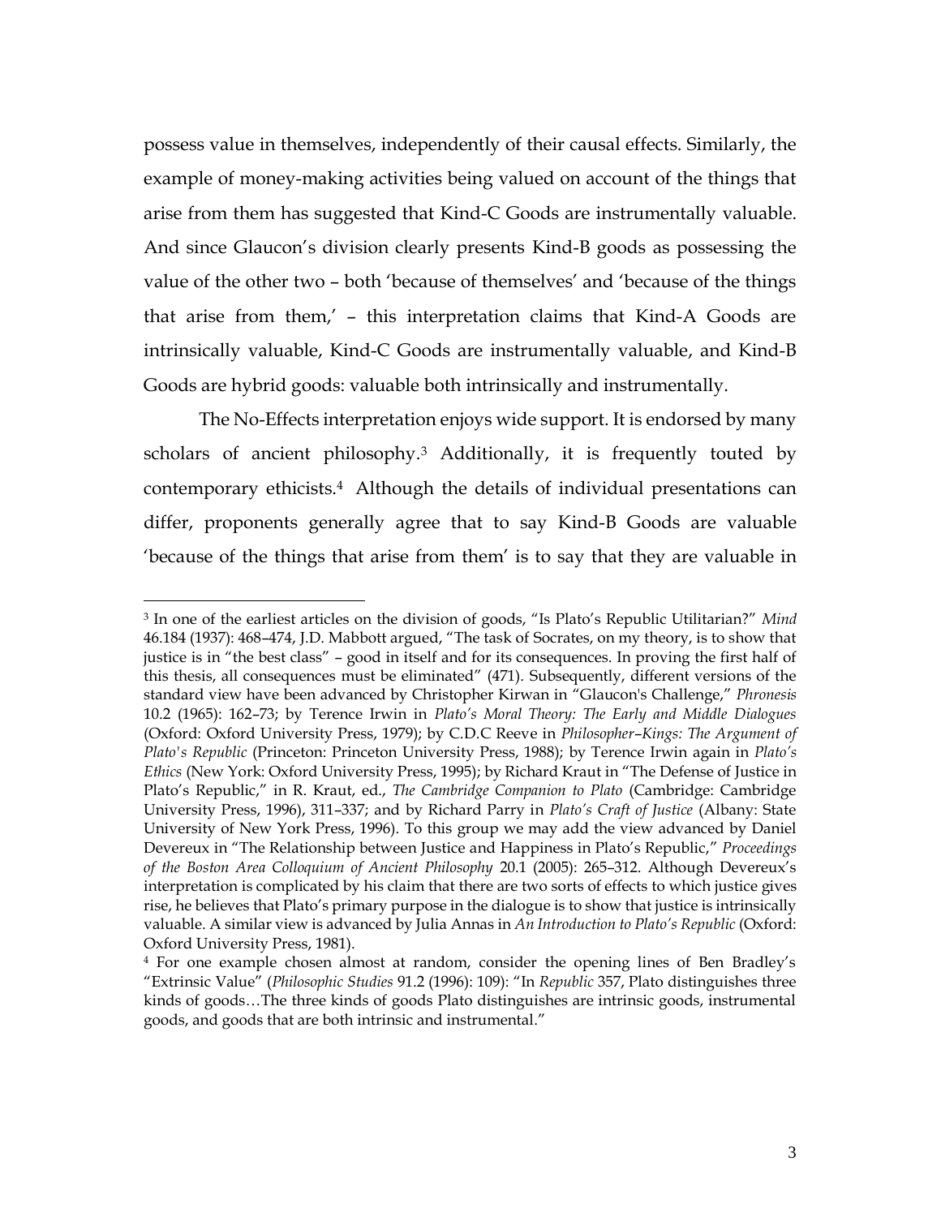possess value in themselves, independently of their causal effects. Similarly, the example of money-making activities being valued on account of the things that arise from them has suggested that Kind-C Goods are instrumentally valuable. And since Glaucon's division clearly presents Kind-B goods as possessing the value of the other two – both 'because of themselves' and 'because of the things that arise from them,' – this interpretation claims that Kind-A Goods are intrinsically valuable, Kind-C Goods are instrumentally valuable, and Kind-B Goods are hybrid goods: valuable both intrinsically and instrumentally.

The No-Effects interpretation enjoys wide support. It is endorsed by many scholars of ancient philosophy.[3] Additionally, it is frequently touted by contemporary ethicists.[4] Although the details of individual presentations can differ, proponents generally agree that to say Kind-B Goods are valuable 'because of the things that arise from them' is to say that they are valuable in

---

[3] In one of the earliest articles on the division of goods, "Is Plato's Republic Utilitarian?" *Mind* 46.184 (1937): 468–474, J.D. Mabbott argued, "The task of Socrates, on my theory, is to show that justice is in "the best class" – good in itself and for its consequences. In proving the first half of this thesis, all consequences must be eliminated" (471). Subsequently, different versions of the standard view have been advanced by Christopher Kirwan in "Glaucon's Challenge," *Phronesis* 10.2 (1965): 162–73; by Terence Irwin in *Plato's Moral Theory: The Early and Middle Dialogues* (Oxford: Oxford University Press, 1979); by C.D.C Reeve in *Philosopher–Kings: The Argument of Plato's Republic* (Princeton: Princeton University Press, 1988); by Terence Irwin again in *Plato's Ethics* (New York: Oxford University Press, 1995); by Richard Kraut in "The Defense of Justice in Plato's Republic," in R. Kraut, ed., *The Cambridge Companion to Plato* (Cambridge: Cambridge University Press, 1996), 311–337; and by Richard Parry in *Plato's Craft of Justice* (Albany: State University of New York Press, 1996). To this group we may add the view advanced by Daniel Devereux in "The Relationship between Justice and Happiness in Plato's Republic," *Proceedings of the Boston Area Colloquium of Ancient Philosophy* 20.1 (2005): 265–312. Although Devereux's interpretation is complicated by his claim that there are two sorts of effects to which justice gives rise, he believes that Plato's primary purpose in the dialogue is to show that justice is intrinsically valuable. A similar view is advanced by Julia Annas in *An Introduction to Plato's Republic* (Oxford: Oxford University Press, 1981).

[4] For one example chosen almost at random, consider the opening lines of Ben Bradley's "Extrinsic Value" (*Philosophic Studies* 91.2 (1996): 109): "In *Republic* 357, Plato distinguishes three kinds of goods…The three kinds of goods Plato distinguishes are intrinsic goods, instrumental goods, and goods that are both intrinsic and instrumental."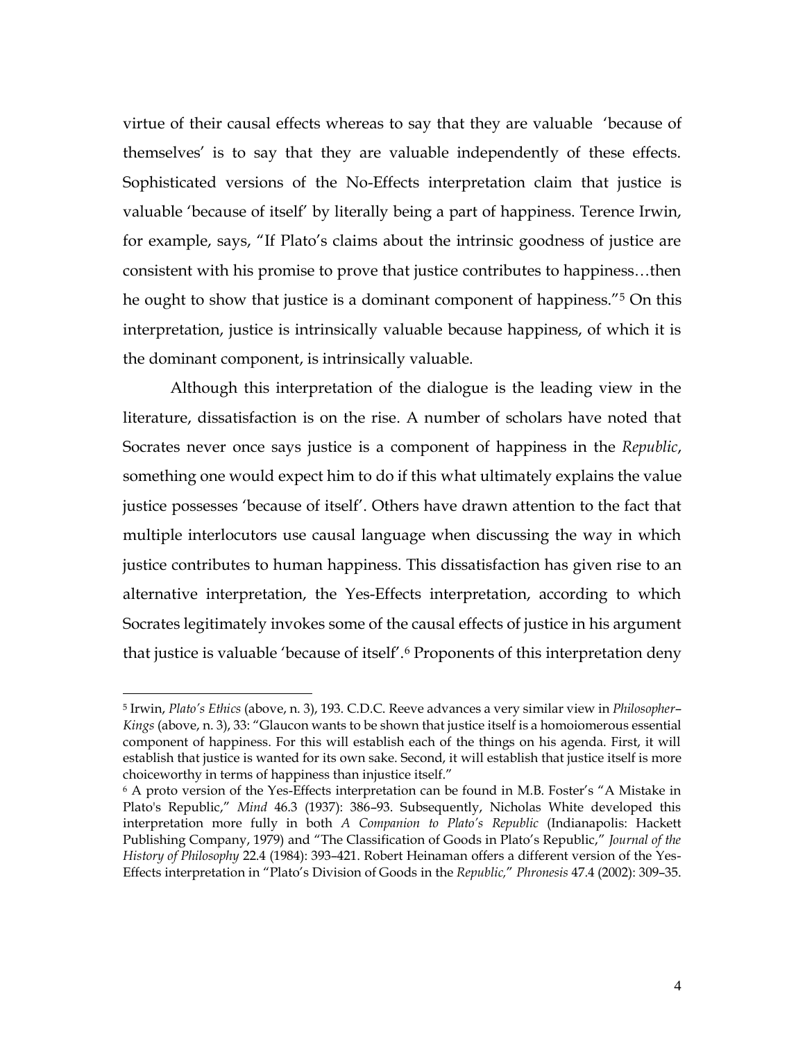virtue of their causal effects whereas to say that they are valuable 'because of themselves' is to say that they are valuable independently of these effects. Sophisticated versions of the No-Effects interpretation claim that justice is valuable 'because of itself' by literally being a part of happiness. Terence Irwin, for example, says, "If Plato's claims about the intrinsic goodness of justice are consistent with his promise to prove that justice contributes to happiness…then he ought to show that justice is a dominant component of happiness."[5] On this interpretation, justice is intrinsically valuable because happiness, of which it is the dominant component, is intrinsically valuable.

Although this interpretation of the dialogue is the leading view in the literature, dissatisfaction is on the rise. A number of scholars have noted that Socrates never once says justice is a component of happiness in the *Republic*, something one would expect him to do if this what ultimately explains the value justice possesses 'because of itself'. Others have drawn attention to the fact that multiple interlocutors use causal language when discussing the way in which justice contributes to human happiness. This dissatisfaction has given rise to an alternative interpretation, the Yes-Effects interpretation, according to which Socrates legitimately invokes some of the causal effects of justice in his argument that justice is valuable 'because of itself'.[6] Proponents of this interpretation deny

---

[5] Irwin, *Plato's Ethics* (above, n. 3), 193. C.D.C. Reeve advances a very similar view in *Philosopher–Kings* (above, n. 3), 33: "Glaucon wants to be shown that justice itself is a homoiomerous essential component of happiness. For this will establish each of the things on his agenda. First, it will establish that justice is wanted for its own sake. Second, it will establish that justice itself is more choiceworthy in terms of happiness than injustice itself."

[6] A proto version of the Yes-Effects interpretation can be found in M.B. Foster's "A Mistake in Plato's Republic," *Mind* 46.3 (1937): 386–93. Subsequently, Nicholas White developed this interpretation more fully in both *A Companion to Plato's Republic* (Indianapolis: Hackett Publishing Company, 1979) and "The Classification of Goods in Plato's Republic," *Journal of the History of Philosophy* 22.4 (1984): 393–421. Robert Heinaman offers a different version of the Yes-Effects interpretation in "Plato's Division of Goods in the *Republic,*" *Phronesis* 47.4 (2002): 309–35.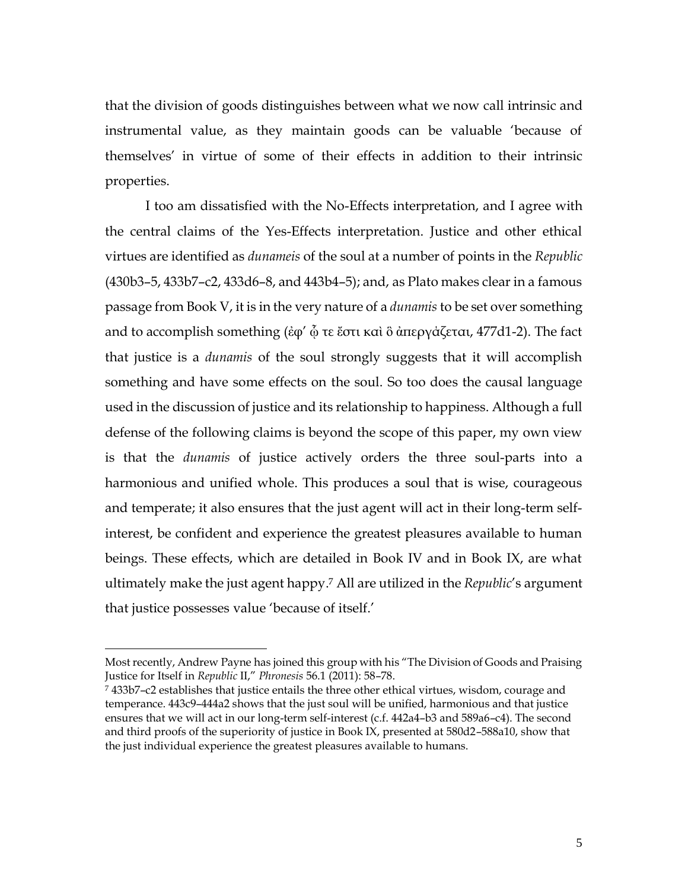that the division of goods distinguishes between what we now call intrinsic and instrumental value, as they maintain goods can be valuable 'because of themselves' in virtue of some of their effects in addition to their intrinsic properties.

I too am dissatisfied with the No-Effects interpretation, and I agree with the central claims of the Yes-Effects interpretation. Justice and other ethical virtues are identified as *dunameis* of the soul at a number of points in the *Republic* (430b3–5, 433b7–c2, 433d6–8, and 443b4–5); and, as Plato makes clear in a famous passage from Book V, it is in the very nature of a *dunamis* to be set over something and to accomplish something (ἐφ' ᾧ τε ἔστι καὶ ὃ ἀπεργάζεται, 477d1-2). The fact that justice is a *dunamis* of the soul strongly suggests that it will accomplish something and have some effects on the soul. So too does the causal language used in the discussion of justice and its relationship to happiness. Although a full defense of the following claims is beyond the scope of this paper, my own view is that the *dunamis* of justice actively orders the three soul-parts into a harmonious and unified whole. This produces a soul that is wise, courageous and temperate; it also ensures that the just agent will act in their long-term self-interest, be confident and experience the greatest pleasures available to human beings. These effects, which are detailed in Book IV and in Book IX, are what ultimately make the just agent happy.[7] All are utilized in the *Republic*'s argument that justice possesses value 'because of itself.'

---

Most recently, Andrew Payne has joined this group with his "The Division of Goods and Praising Justice for Itself in *Republic* II," *Phronesis* 56.1 (2011): 58–78.

[7] 433b7–c2 establishes that justice entails the three other ethical virtues, wisdom, courage and temperance. 443c9–444a2 shows that the just soul will be unified, harmonious and that justice ensures that we will act in our long-term self-interest (c.f. 442a4–b3 and 589a6–c4). The second and third proofs of the superiority of justice in Book IX, presented at 580d2–588a10, show that the just individual experience the greatest pleasures available to humans.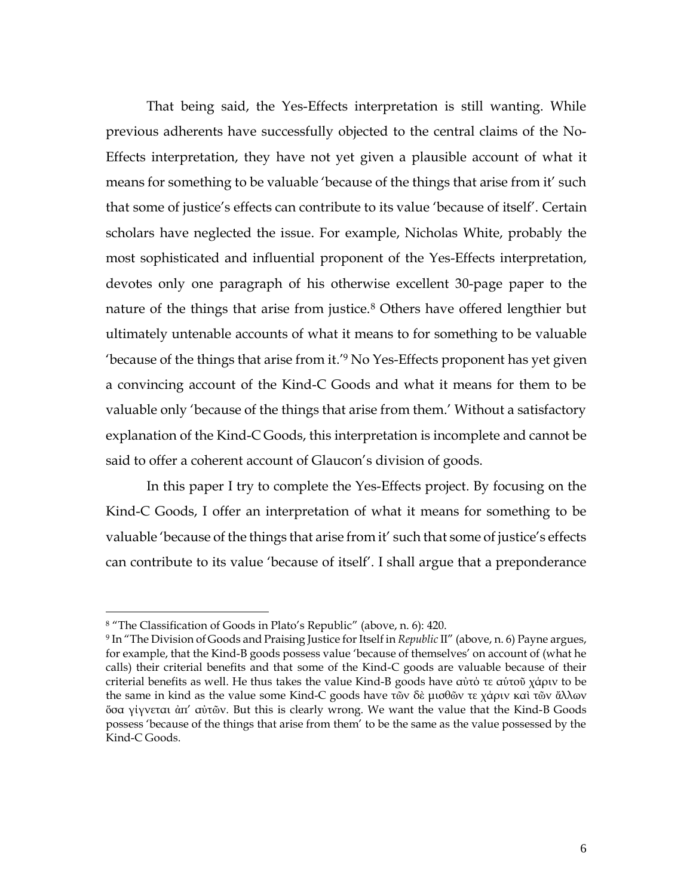That being said, the Yes-Effects interpretation is still wanting. While previous adherents have successfully objected to the central claims of the No-Effects interpretation, they have not yet given a plausible account of what it means for something to be valuable 'because of the things that arise from it' such that some of justice's effects can contribute to its value 'because of itself'. Certain scholars have neglected the issue. For example, Nicholas White, probably the most sophisticated and influential proponent of the Yes-Effects interpretation, devotes only one paragraph of his otherwise excellent 30-page paper to the nature of the things that arise from justice.[8] Others have offered lengthier but ultimately untenable accounts of what it means to for something to be valuable 'because of the things that arise from it.'[9] No Yes-Effects proponent has yet given a convincing account of the Kind-C Goods and what it means for them to be valuable only 'because of the things that arise from them.' Without a satisfactory explanation of the Kind-C Goods, this interpretation is incomplete and cannot be said to offer a coherent account of Glaucon's division of goods.

In this paper I try to complete the Yes-Effects project. By focusing on the Kind-C Goods, I offer an interpretation of what it means for something to be valuable 'because of the things that arise from it' such that some of justice's effects can contribute to its value 'because of itself'. I shall argue that a preponderance

---

[8] "The Classification of Goods in Plato's Republic" (above, n. 6): 420.

[9] In "The Division of Goods and Praising Justice for Itself in *Republic* II" (above, n. 6) Payne argues, for example, that the Kind-B goods possess value 'because of themselves' on account of (what he calls) their criterial benefits and that some of the Kind-C goods are valuable because of their criterial benefits as well. He thus takes the value Kind-B goods have αὐτὸ τε αὑτοῦ χάριν to be the same in kind as the value some Kind-C goods have τῶν δὲ μισθῶν τε χάριν καὶ τῶν ἄλλων ὅσα γίγνεται ἀπ' αὐτῶν. But this is clearly wrong. We want the value that the Kind-B Goods possess 'because of the things that arise from them' to be the same as the value possessed by the Kind-C Goods.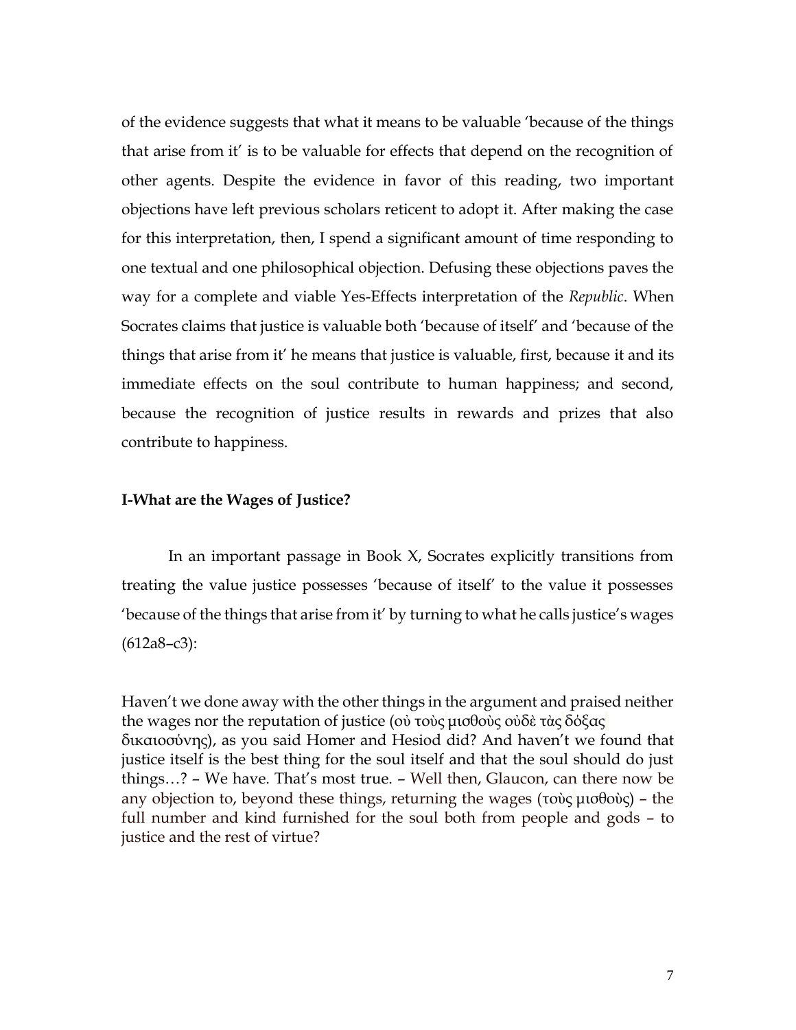of the evidence suggests that what it means to be valuable 'because of the things that arise from it' is to be valuable for effects that depend on the recognition of other agents. Despite the evidence in favor of this reading, two important objections have left previous scholars reticent to adopt it. After making the case for this interpretation, then, I spend a significant amount of time responding to one textual and one philosophical objection. Defusing these objections paves the way for a complete and viable Yes-Effects interpretation of the *Republic*. When Socrates claims that justice is valuable both 'because of itself' and 'because of the things that arise from it' he means that justice is valuable, first, because it and its immediate effects on the soul contribute to human happiness; and second, because the recognition of justice results in rewards and prizes that also contribute to happiness.

**I-What are the Wages of Justice?**

In an important passage in Book X, Socrates explicitly transitions from treating the value justice possesses 'because of itself' to the value it possesses 'because of the things that arise from it' by turning to what he calls justice's wages (612a8–c3):

Haven't we done away with the other things in the argument and praised neither the wages nor the reputation of justice (οὐ τοὺς μισθοὺς οὐδὲ τὰς δόξας δικαιοσύνης), as you said Homer and Hesiod did? And haven't we found that justice itself is the best thing for the soul itself and that the soul should do just things…? – We have. That's most true. – Well then, Glaucon, can there now be any objection to, beyond these things, returning the wages (τοὺς μισθοὺς) – the full number and kind furnished for the soul both from people and gods – to justice and the rest of virtue?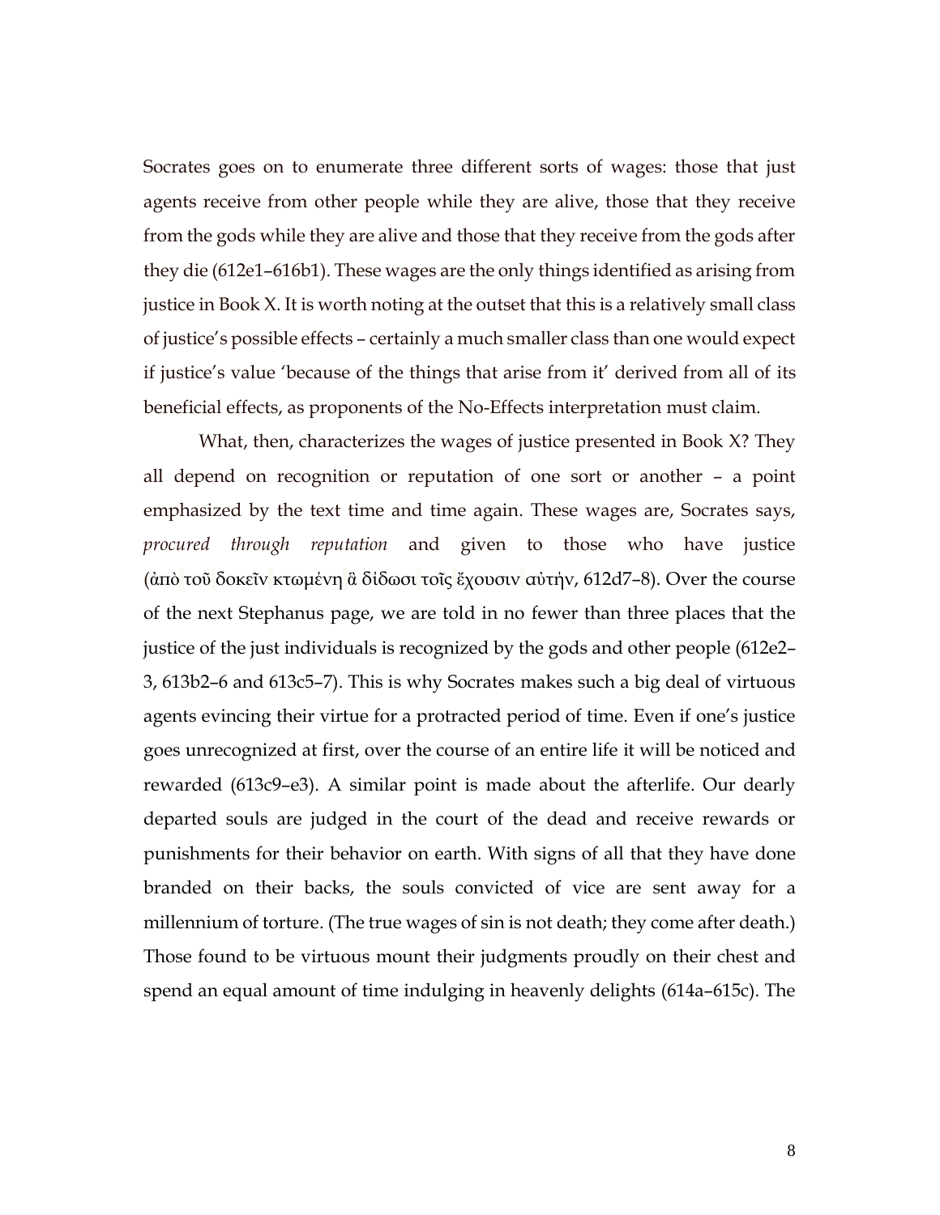Socrates goes on to enumerate three different sorts of wages: those that just agents receive from other people while they are alive, those that they receive from the gods while they are alive and those that they receive from the gods after they die (612e1–616b1). These wages are the only things identified as arising from justice in Book X. It is worth noting at the outset that this is a relatively small class of justice's possible effects – certainly a much smaller class than one would expect if justice's value 'because of the things that arise from it' derived from all of its beneficial effects, as proponents of the No-Effects interpretation must claim.

What, then, characterizes the wages of justice presented in Book X? They all depend on recognition or reputation of one sort or another – a point emphasized by the text time and time again. These wages are, Socrates says, *procured through reputation* and given to those who have justice (ἀπὸ τοῦ δοκεῖν κτωμένη ἃ δίδωσι τοῖς ἔχουσιν αὐτήν, 612d7–8). Over the course of the next Stephanus page, we are told in no fewer than three places that the justice of the just individuals is recognized by the gods and other people (612e2–3, 613b2–6 and 613c5–7). This is why Socrates makes such a big deal of virtuous agents evincing their virtue for a protracted period of time. Even if one's justice goes unrecognized at first, over the course of an entire life it will be noticed and rewarded (613c9–e3). A similar point is made about the afterlife. Our dearly departed souls are judged in the court of the dead and receive rewards or punishments for their behavior on earth. With signs of all that they have done branded on their backs, the souls convicted of vice are sent away for a millennium of torture. (The true wages of sin is not death; they come after death.) Those found to be virtuous mount their judgments proudly on their chest and spend an equal amount of time indulging in heavenly delights (614a–615c). The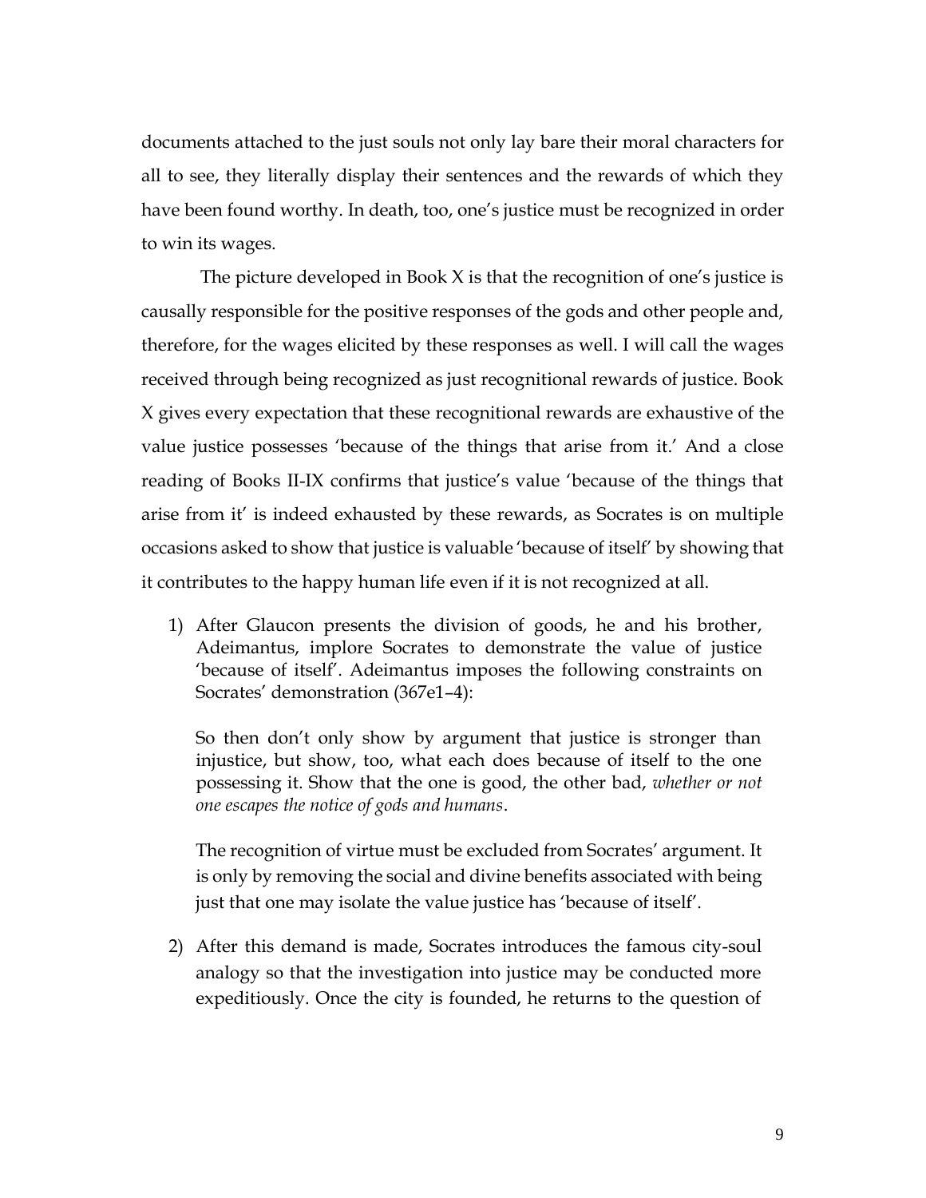documents attached to the just souls not only lay bare their moral characters for all to see, they literally display their sentences and the rewards of which they have been found worthy. In death, too, one's justice must be recognized in order to win its wages.

The picture developed in Book X is that the recognition of one's justice is causally responsible for the positive responses of the gods and other people and, therefore, for the wages elicited by these responses as well. I will call the wages received through being recognized as just recognitional rewards of justice. Book X gives every expectation that these recognitional rewards are exhaustive of the value justice possesses 'because of the things that arise from it.' And a close reading of Books II-IX confirms that justice's value 'because of the things that arise from it' is indeed exhausted by these rewards, as Socrates is on multiple occasions asked to show that justice is valuable 'because of itself' by showing that it contributes to the happy human life even if it is not recognized at all.

1) After Glaucon presents the division of goods, he and his brother, Adeimantus, implore Socrates to demonstrate the value of justice 'because of itself'. Adeimantus imposes the following constraints on Socrates' demonstration (367e1–4):

   So then don't only show by argument that justice is stronger than injustice, but show, too, what each does because of itself to the one possessing it. Show that the one is good, the other bad, *whether or not one escapes the notice of gods and humans*.

   The recognition of virtue must be excluded from Socrates' argument. It is only by removing the social and divine benefits associated with being just that one may isolate the value justice has 'because of itself'.

2) After this demand is made, Socrates introduces the famous city-soul analogy so that the investigation into justice may be conducted more expeditiously. Once the city is founded, he returns to the question of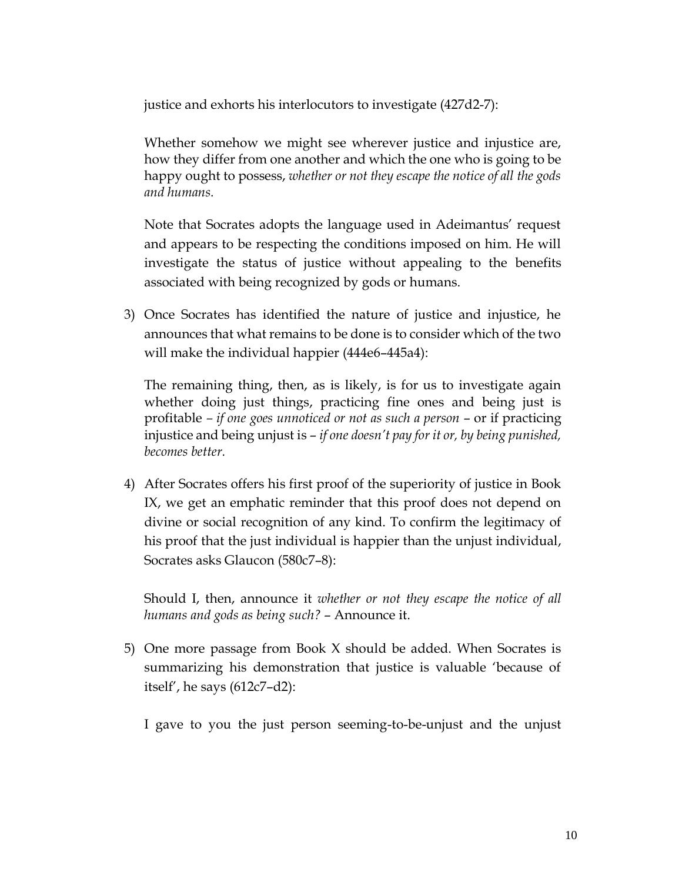justice and exhorts his interlocutors to investigate (427d2-7):

> Whether somehow we might see wherever justice and injustice are, how they differ from one another and which the one who is going to be happy ought to possess, *whether or not they escape the notice of all the gods and humans.*

Note that Socrates adopts the language used in Adeimantus' request and appears to be respecting the conditions imposed on him. He will investigate the status of justice without appealing to the benefits associated with being recognized by gods or humans.

3) Once Socrates has identified the nature of justice and injustice, he announces that what remains to be done is to consider which of the two will make the individual happier (444e6–445a4):

   > The remaining thing, then, as is likely, is for us to investigate again whether doing just things, practicing fine ones and being just is profitable – *if one goes unnoticed or not as such a person* – or if practicing injustice and being unjust is – *if one doesn't pay for it or, by being punished, becomes better.*

4) After Socrates offers his first proof of the superiority of justice in Book IX, we get an emphatic reminder that this proof does not depend on divine or social recognition of any kind. To confirm the legitimacy of his proof that the just individual is happier than the unjust individual, Socrates asks Glaucon (580c7–8):

   > Should I, then, announce it *whether or not they escape the notice of all humans and gods as being such?* – Announce it.

5) One more passage from Book X should be added. When Socrates is summarizing his demonstration that justice is valuable 'because of itself', he says (612c7–d2):

   > I gave to you the just person seeming-to-be-unjust and the unjust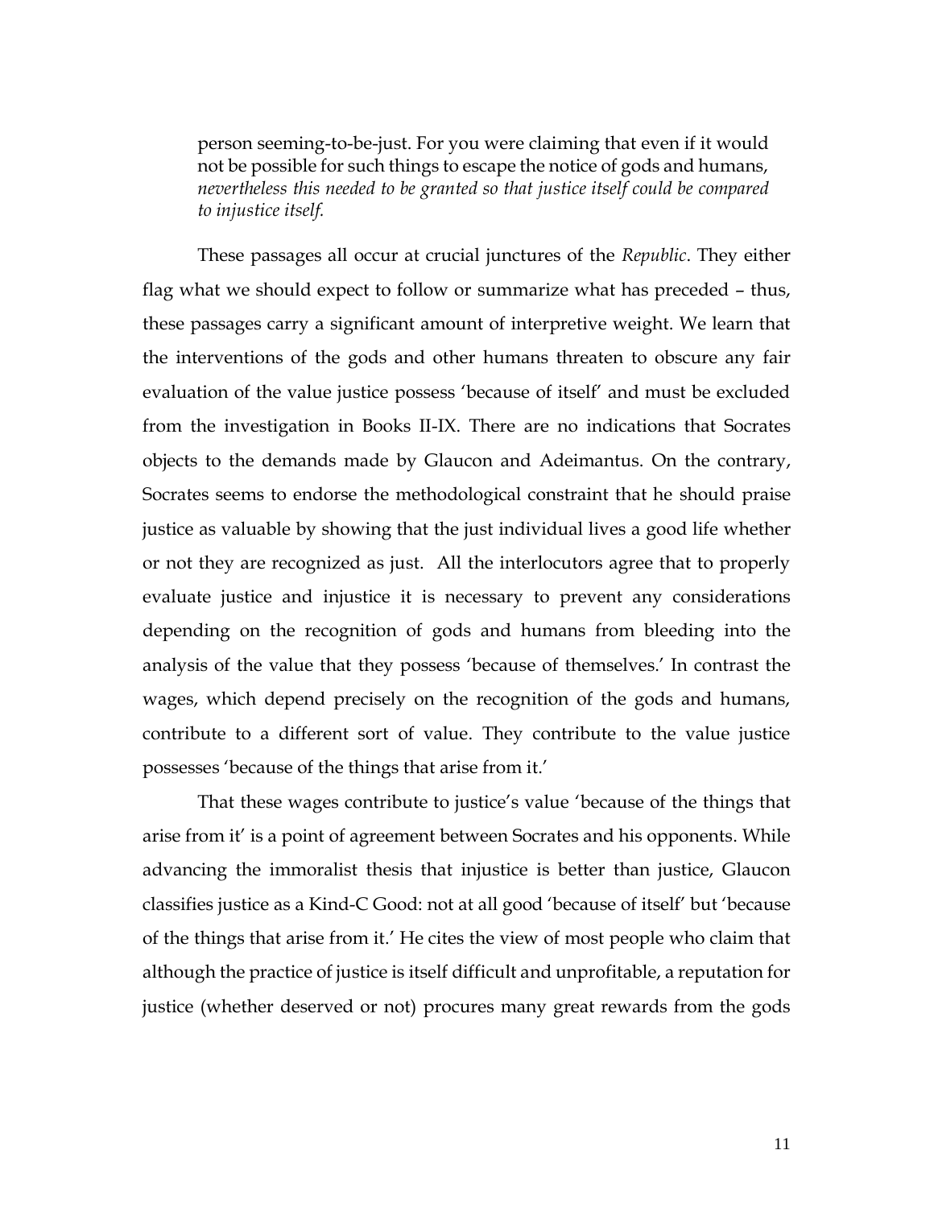> person seeming-to-be-just. For you were claiming that even if it would not be possible for such things to escape the notice of gods and humans, *nevertheless this needed to be granted so that justice itself could be compared to injustice itself.*

These passages all occur at crucial junctures of the *Republic*. They either flag what we should expect to follow or summarize what has preceded – thus, these passages carry a significant amount of interpretive weight. We learn that the interventions of the gods and other humans threaten to obscure any fair evaluation of the value justice possess 'because of itself' and must be excluded from the investigation in Books II-IX. There are no indications that Socrates objects to the demands made by Glaucon and Adeimantus. On the contrary, Socrates seems to endorse the methodological constraint that he should praise justice as valuable by showing that the just individual lives a good life whether or not they are recognized as just. All the interlocutors agree that to properly evaluate justice and injustice it is necessary to prevent any considerations depending on the recognition of gods and humans from bleeding into the analysis of the value that they possess 'because of themselves.' In contrast the wages, which depend precisely on the recognition of the gods and humans, contribute to a different sort of value. They contribute to the value justice possesses 'because of the things that arise from it.'

That these wages contribute to justice's value 'because of the things that arise from it' is a point of agreement between Socrates and his opponents. While advancing the immoralist thesis that injustice is better than justice, Glaucon classifies justice as a Kind-C Good: not at all good 'because of itself' but 'because of the things that arise from it.' He cites the view of most people who claim that although the practice of justice is itself difficult and unprofitable, a reputation for justice (whether deserved or not) procures many great rewards from the gods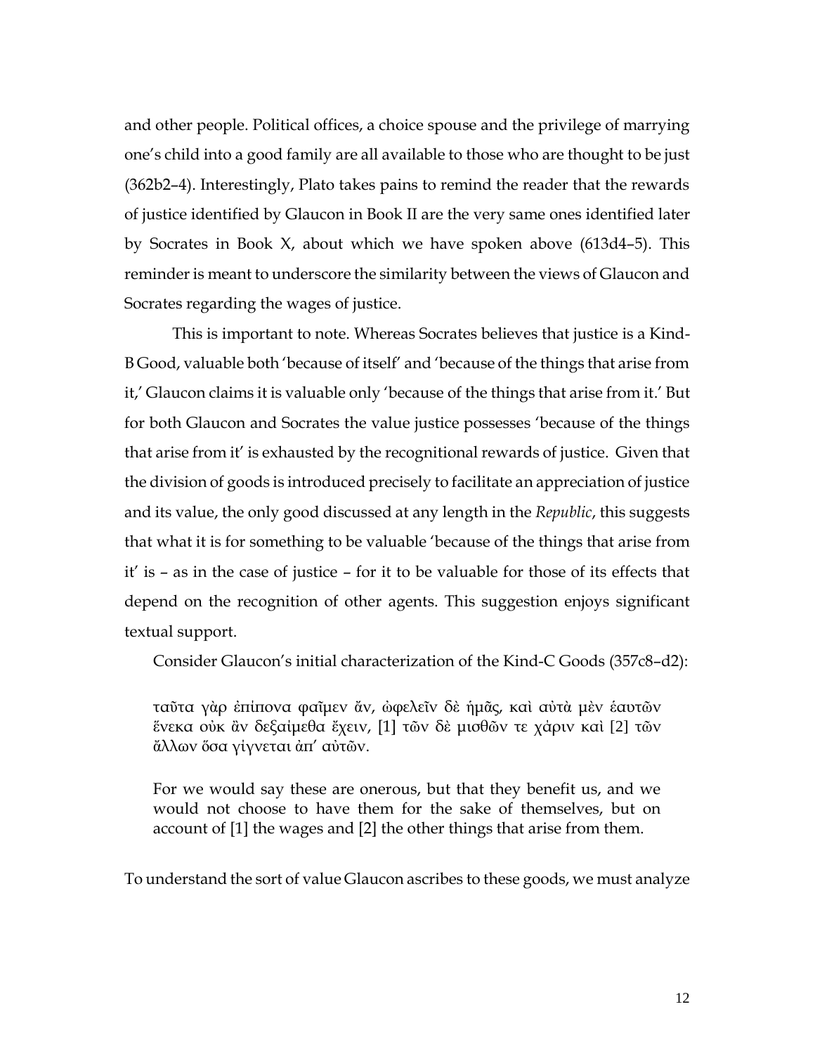and other people. Political offices, a choice spouse and the privilege of marrying one's child into a good family are all available to those who are thought to be just (362b2–4). Interestingly, Plato takes pains to remind the reader that the rewards of justice identified by Glaucon in Book II are the very same ones identified later by Socrates in Book X, about which we have spoken above (613d4–5). This reminder is meant to underscore the similarity between the views of Glaucon and Socrates regarding the wages of justice.

This is important to note. Whereas Socrates believes that justice is a Kind-B Good, valuable both 'because of itself' and 'because of the things that arise from it,' Glaucon claims it is valuable only 'because of the things that arise from it.' But for both Glaucon and Socrates the value justice possesses 'because of the things that arise from it' is exhausted by the recognitional rewards of justice. Given that the division of goods is introduced precisely to facilitate an appreciation of justice and its value, the only good discussed at any length in the *Republic*, this suggests that what it is for something to be valuable 'because of the things that arise from it' is – as in the case of justice – for it to be valuable for those of its effects that depend on the recognition of other agents. This suggestion enjoys significant textual support.

Consider Glaucon's initial characterization of the Kind-C Goods (357c8–d2):

> ταῦτα γὰρ ἐπίπονα φαῖμεν ἄν, ὠφελεῖν δὲ ἡμᾶς, καὶ αὐτὰ μὲν ἑαυτῶν ἕνεκα οὐκ ἂν δεξαίμεθα ἔχειν, [1] τῶν δὲ μισθῶν τε χάριν καὶ [2] τῶν ἄλλων ὅσα γίγνεται ἀπ' αὐτῶν.
>
> For we would say these are onerous, but that they benefit us, and we would not choose to have them for the sake of themselves, but on account of [1] the wages and [2] the other things that arise from them.

To understand the sort of value Glaucon ascribes to these goods, we must analyze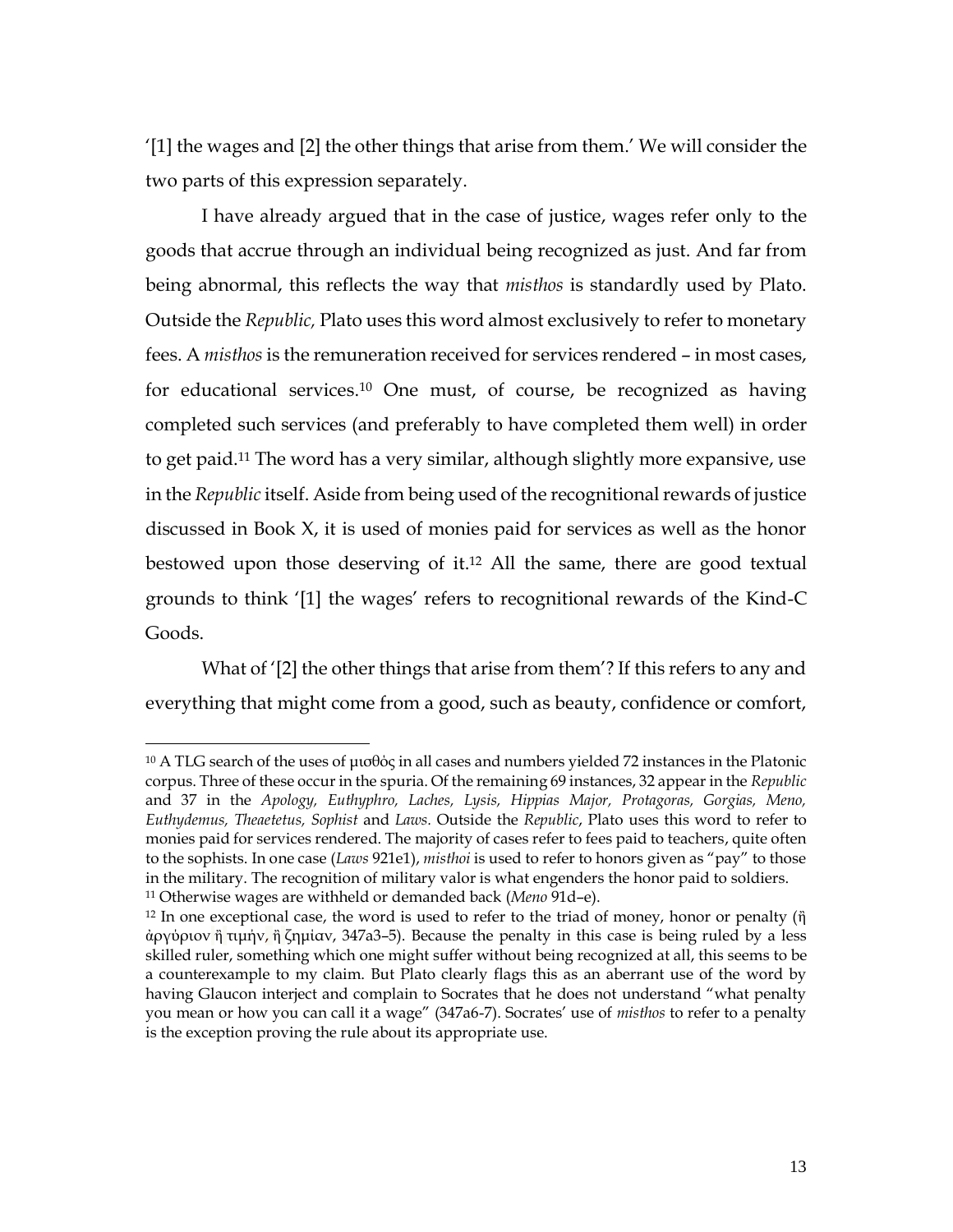'[1] the wages and [2] the other things that arise from them.' We will consider the two parts of this expression separately.

I have already argued that in the case of justice, wages refer only to the goods that accrue through an individual being recognized as just. And far from being abnormal, this reflects the way that *misthos* is standardly used by Plato. Outside the *Republic,* Plato uses this word almost exclusively to refer to monetary fees. A *misthos* is the remuneration received for services rendered – in most cases, for educational services.[10] One must, of course, be recognized as having completed such services (and preferably to have completed them well) in order to get paid.[11] The word has a very similar, although slightly more expansive, use in the *Republic* itself. Aside from being used of the recognitional rewards of justice discussed in Book X, it is used of monies paid for services as well as the honor bestowed upon those deserving of it.[12] All the same, there are good textual grounds to think '[1] the wages' refers to recognitional rewards of the Kind-C Goods.

What of '[2] the other things that arise from them'? If this refers to any and everything that might come from a good, such as beauty, confidence or comfort,

---

[10] A TLG search of the uses of μισθὸς in all cases and numbers yielded 72 instances in the Platonic corpus. Three of these occur in the spuria. Of the remaining 69 instances, 32 appear in the *Republic* and 37 in the *Apology, Euthyphro, Laches, Lysis, Hippias Major, Protagoras, Gorgias, Meno, Euthydemus, Theaetetus, Sophist* and *Laws*. Outside the *Republic*, Plato uses this word to refer to monies paid for services rendered. The majority of cases refer to fees paid to teachers, quite often to the sophists. In one case (*Laws* 921e1), *misthoi* is used to refer to honors given as "pay" to those in the military. The recognition of military valor is what engenders the honor paid to soldiers.

[11] Otherwise wages are withheld or demanded back (*Meno* 91d–e).

[12] In one exceptional case, the word is used to refer to the triad of money, honor or penalty (ἢ ἀργύριον ἢ τιμήν, ἢ ζημίαν, 347a3–5). Because the penalty in this case is being ruled by a less skilled ruler, something which one might suffer without being recognized at all, this seems to be a counterexample to my claim. But Plato clearly flags this as an aberrant use of the word by having Glaucon interject and complain to Socrates that he does not understand "what penalty you mean or how you can call it a wage" (347a6-7). Socrates' use of *misthos* to refer to a penalty is the exception proving the rule about its appropriate use.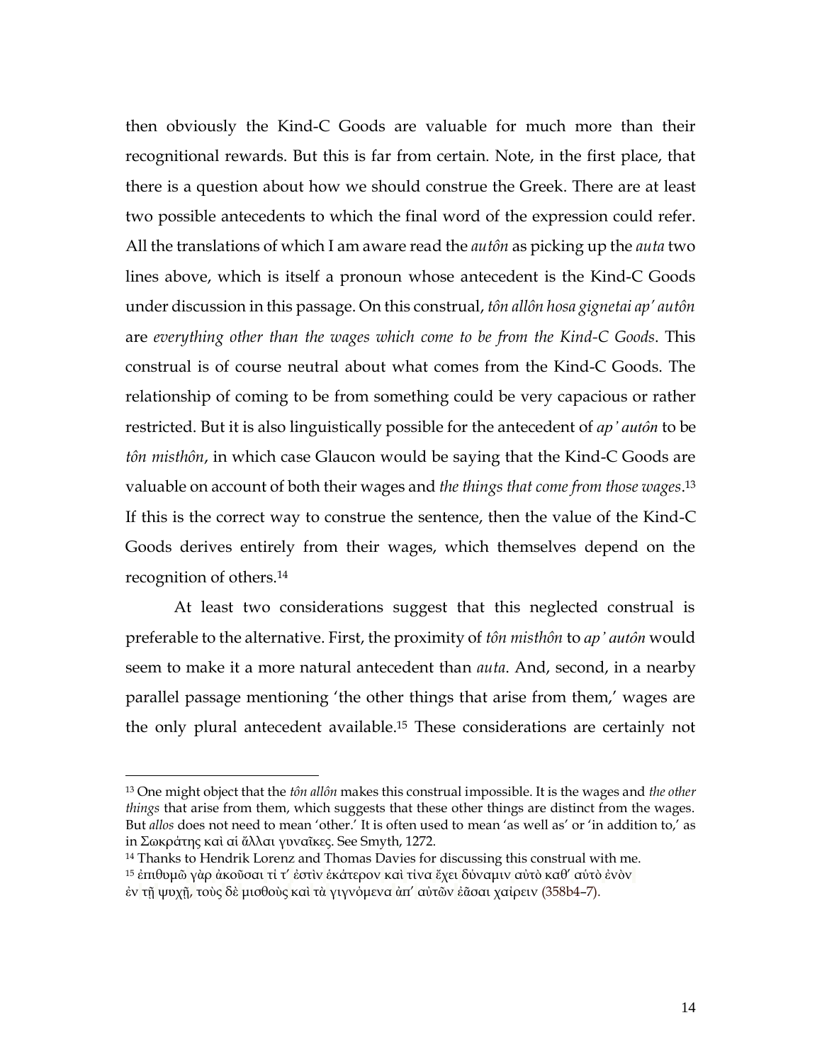then obviously the Kind-C Goods are valuable for much more than their recognitional rewards. But this is far from certain. Note, in the first place, that there is a question about how we should construe the Greek. There are at least two possible antecedents to which the final word of the expression could refer. All the translations of which I am aware read the *autôn* as picking up the *auta* two lines above, which is itself a pronoun whose antecedent is the Kind-C Goods under discussion in this passage. On this construal, *tôn allôn hosa gignetai ap' autôn* are *everything other than the wages which come to be from the Kind-C Goods*. This construal is of course neutral about what comes from the Kind-C Goods. The relationship of coming to be from something could be very capacious or rather restricted. But it is also linguistically possible for the antecedent of *ap' autôn* to be *tôn misthôn*, in which case Glaucon would be saying that the Kind-C Goods are valuable on account of both their wages and *the things that come from those wages*.[13] If this is the correct way to construe the sentence, then the value of the Kind-C Goods derives entirely from their wages, which themselves depend on the recognition of others.[14]

At least two considerations suggest that this neglected construal is preferable to the alternative. First, the proximity of *tôn misthôn* to *ap' autôn* would seem to make it a more natural antecedent than *auta*. And, second, in a nearby parallel passage mentioning 'the other things that arise from them,' wages are the only plural antecedent available.[15] These considerations are certainly not

---

[13] One might object that the *tôn allôn* makes this construal impossible. It is the wages and *the other things* that arise from them, which suggests that these other things are distinct from the wages. But *allos* does not need to mean 'other.' It is often used to mean 'as well as' or 'in addition to,' as in Σωκράτης καὶ αἱ ἄλλαι γυναῖκες. See Smyth, 1272.

[14] Thanks to Hendrik Lorenz and Thomas Davies for discussing this construal with me.

[15] ἐπιθυμῶ γὰρ ἀκοῦσαι τί τ' ἐστὶν ἑκάτερον καὶ τίνα ἔχει δύναμιν αὐτὸ καθ' αὐτὸ ἐνὸν ἐν τῇ ψυχῇ, τοὺς δὲ μισθοὺς καὶ τὰ γιγνόμενα ἀπ' αὐτῶν ἐᾶσαι χαίρειν (358b4–7).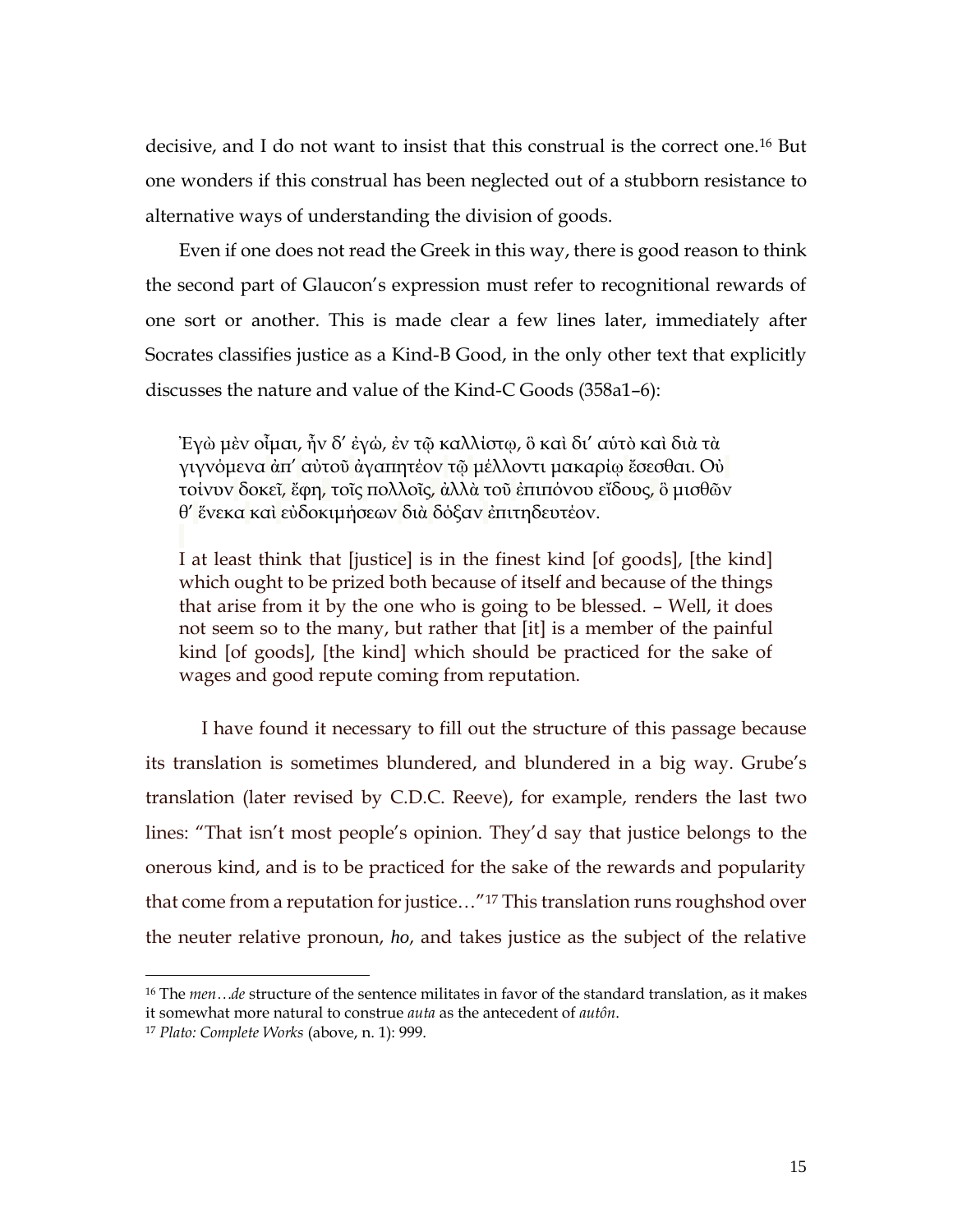decisive, and I do not want to insist that this construal is the correct one.[16] But one wonders if this construal has been neglected out of a stubborn resistance to alternative ways of understanding the division of goods.

Even if one does not read the Greek in this way, there is good reason to think the second part of Glaucon's expression must refer to recognitional rewards of one sort or another. This is made clear a few lines later, immediately after Socrates classifies justice as a Kind-B Good, in the only other text that explicitly discusses the nature and value of the Kind-C Goods (358a1–6):

> Ἐγὼ μὲν οἶμαι, ἦν δ' ἐγώ, ἐν τῷ καλλίστῳ, ὃ καὶ δι' αὑτὸ καὶ διὰ τὰ γιγνόμενα ἀπ' αὐτοῦ ἀγαπητέον τῷ μέλλοντι μακαρίῳ ἔσεσθαι. Οὐ τοίνυν δοκεῖ, ἔφη, τοῖς πολλοῖς, ἀλλὰ τοῦ ἐπιπόνου εἴδους, ὃ μισθῶν θ' ἕνεκα καὶ εὐδοκιμήσεων διὰ δόξαν ἐπιτηδευτέον.
>
> I at least think that [justice] is in the finest kind [of goods], [the kind] which ought to be prized both because of itself and because of the things that arise from it by the one who is going to be blessed. – Well, it does not seem so to the many, but rather that [it] is a member of the painful kind [of goods], [the kind] which should be practiced for the sake of wages and good repute coming from reputation.

I have found it necessary to fill out the structure of this passage because its translation is sometimes blundered, and blundered in a big way. Grube's translation (later revised by C.D.C. Reeve), for example, renders the last two lines: "That isn't most people's opinion. They'd say that justice belongs to the onerous kind, and is to be practiced for the sake of the rewards and popularity that come from a reputation for justice…"[17] This translation runs roughshod over the neuter relative pronoun, *ho*, and takes justice as the subject of the relative

---

[16] The *men…de* structure of the sentence militates in favor of the standard translation, as it makes it somewhat more natural to construe *auta* as the antecedent of *autôn*.

[17] *Plato: Complete Works* (above, n. 1): 999.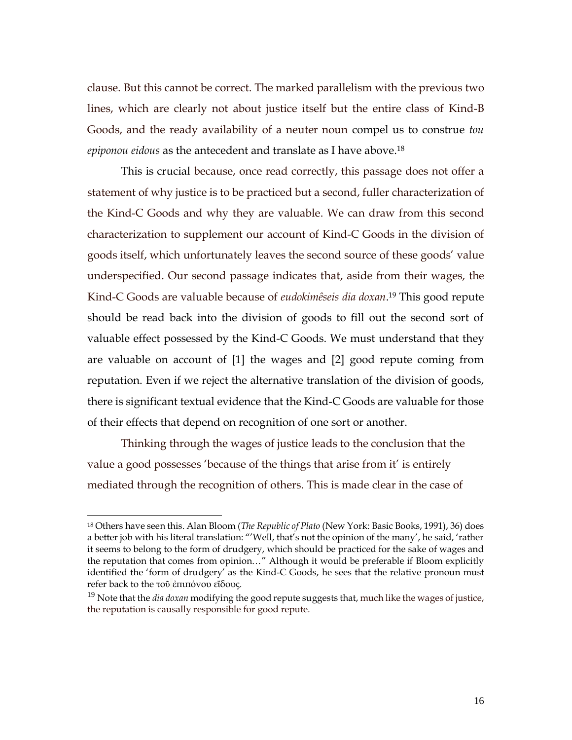clause. But this cannot be correct. The marked parallelism with the previous two lines, which are clearly not about justice itself but the entire class of Kind-B Goods, and the ready availability of a neuter noun compel us to construe *tou epiponou eidous* as the antecedent and translate as I have above.[18]

This is crucial because, once read correctly, this passage does not offer a statement of why justice is to be practiced but a second, fuller characterization of the Kind-C Goods and why they are valuable. We can draw from this second characterization to supplement our account of Kind-C Goods in the division of goods itself, which unfortunately leaves the second source of these goods' value underspecified. Our second passage indicates that, aside from their wages, the Kind-C Goods are valuable because of *eudokimêseis dia doxan*.[19] This good repute should be read back into the division of goods to fill out the second sort of valuable effect possessed by the Kind-C Goods. We must understand that they are valuable on account of [1] the wages and [2] good repute coming from reputation. Even if we reject the alternative translation of the division of goods, there is significant textual evidence that the Kind-C Goods are valuable for those of their effects that depend on recognition of one sort or another.

Thinking through the wages of justice leads to the conclusion that the value a good possesses 'because of the things that arise from it' is entirely mediated through the recognition of others. This is made clear in the case of

---

[18] Others have seen this. Alan Bloom (*The Republic of Plato* (New York: Basic Books, 1991), 36) does a better job with his literal translation: "'Well, that's not the opinion of the many', he said, 'rather it seems to belong to the form of drudgery, which should be practiced for the sake of wages and the reputation that comes from opinion…" Although it would be preferable if Bloom explicitly identified the 'form of drudgery' as the Kind-C Goods, he sees that the relative pronoun must refer back to the τοῦ ἐπιπόνου εἴδους.

[19] Note that the *dia doxan* modifying the good repute suggests that, much like the wages of justice, the reputation is causally responsible for good repute.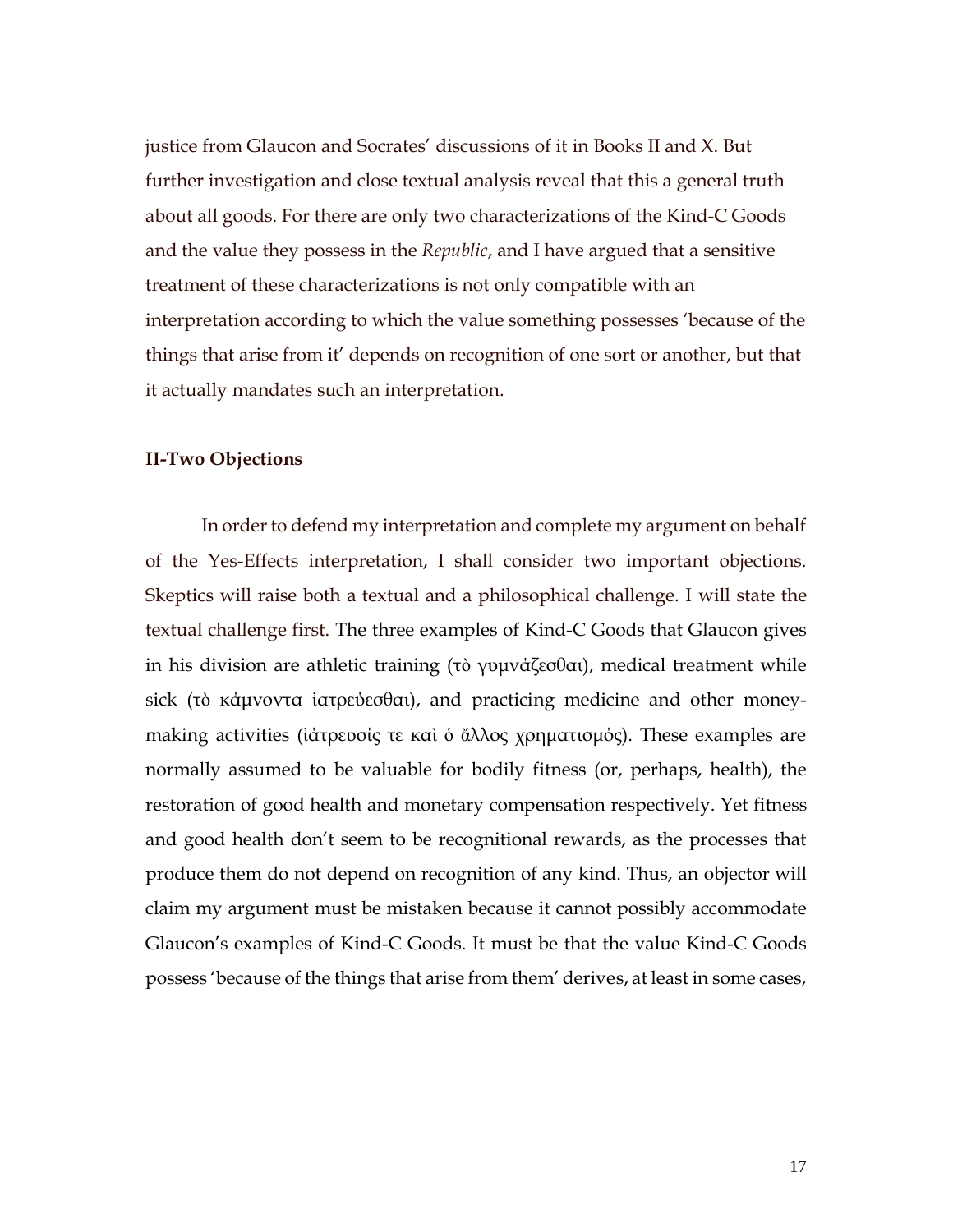justice from Glaucon and Socrates' discussions of it in Books II and X. But further investigation and close textual analysis reveal that this a general truth about all goods. For there are only two characterizations of the Kind-C Goods and the value they possess in the *Republic*, and I have argued that a sensitive treatment of these characterizations is not only compatible with an interpretation according to which the value something possesses 'because of the things that arise from it' depends on recognition of one sort or another, but that it actually mandates such an interpretation.

**II-Two Objections**

In order to defend my interpretation and complete my argument on behalf of the Yes-Effects interpretation, I shall consider two important objections. Skeptics will raise both a textual and a philosophical challenge. I will state the textual challenge first. The three examples of Kind-C Goods that Glaucon gives in his division are athletic training (τὸ γυμνάζεσθαι), medical treatment while sick (τὸ κάμνοντα ἰατρεύεσθαι), and practicing medicine and other money-making activities (ἰάτρευσίς τε καὶ ὁ ἄλλος χρηματισμός). These examples are normally assumed to be valuable for bodily fitness (or, perhaps, health), the restoration of good health and monetary compensation respectively. Yet fitness and good health don't seem to be recognitional rewards, as the processes that produce them do not depend on recognition of any kind. Thus, an objector will claim my argument must be mistaken because it cannot possibly accommodate Glaucon's examples of Kind-C Goods. It must be that the value Kind-C Goods possess 'because of the things that arise from them' derives, at least in some cases,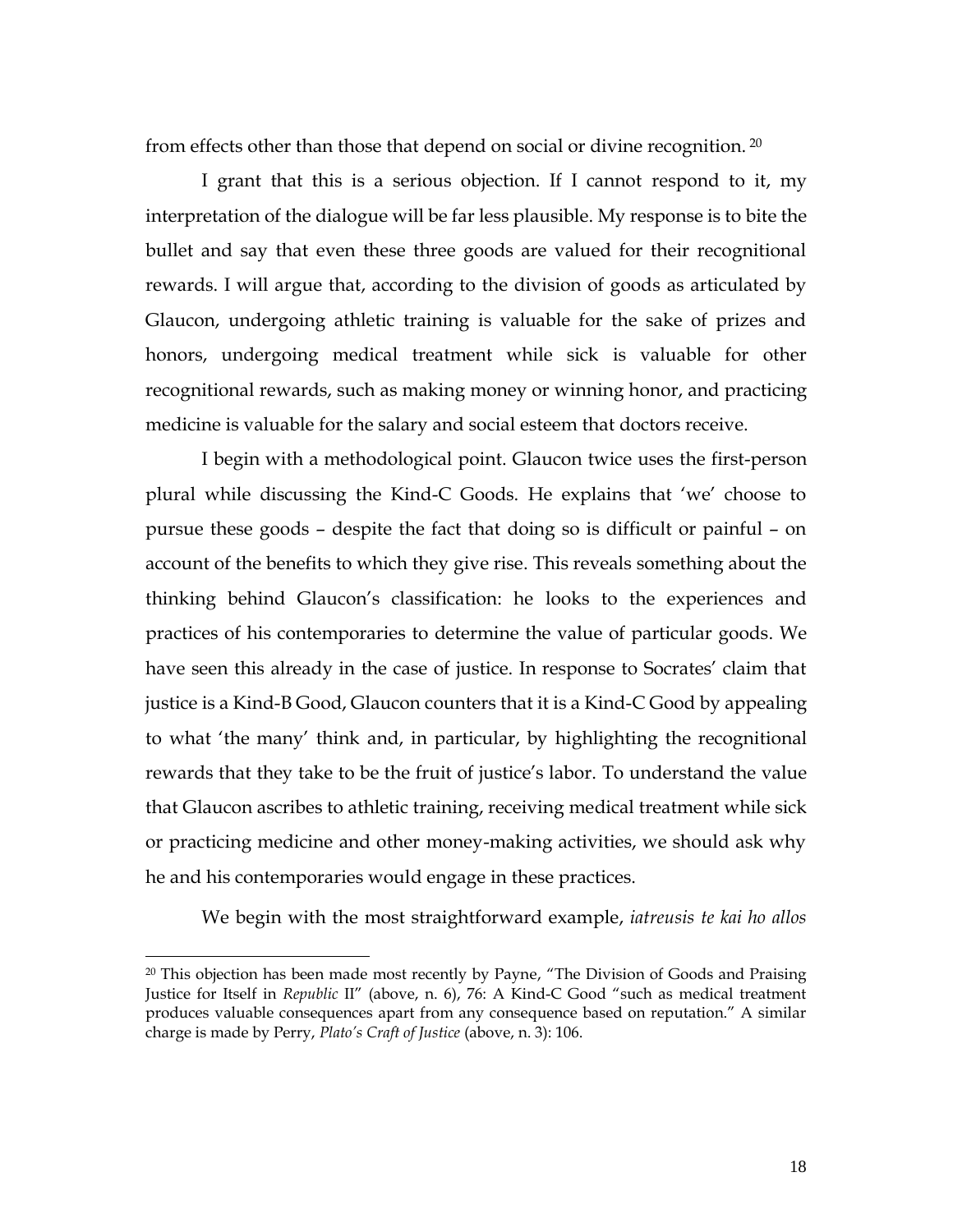from effects other than those that depend on social or divine recognition. [20]

I grant that this is a serious objection. If I cannot respond to it, my interpretation of the dialogue will be far less plausible. My response is to bite the bullet and say that even these three goods are valued for their recognitional rewards. I will argue that, according to the division of goods as articulated by Glaucon, undergoing athletic training is valuable for the sake of prizes and honors, undergoing medical treatment while sick is valuable for other recognitional rewards, such as making money or winning honor, and practicing medicine is valuable for the salary and social esteem that doctors receive.

I begin with a methodological point. Glaucon twice uses the first-person plural while discussing the Kind-C Goods. He explains that 'we' choose to pursue these goods – despite the fact that doing so is difficult or painful – on account of the benefits to which they give rise. This reveals something about the thinking behind Glaucon's classification: he looks to the experiences and practices of his contemporaries to determine the value of particular goods. We have seen this already in the case of justice. In response to Socrates' claim that justice is a Kind-B Good, Glaucon counters that it is a Kind-C Good by appealing to what 'the many' think and, in particular, by highlighting the recognitional rewards that they take to be the fruit of justice's labor. To understand the value that Glaucon ascribes to athletic training, receiving medical treatment while sick or practicing medicine and other money-making activities, we should ask why he and his contemporaries would engage in these practices.

We begin with the most straightforward example, *iatreusis te kai ho allos*

[20] This objection has been made most recently by Payne, "The Division of Goods and Praising Justice for Itself in *Republic* II" (above, n. 6), 76: A Kind-C Good "such as medical treatment produces valuable consequences apart from any consequence based on reputation." A similar charge is made by Perry, *Plato's Craft of Justice* (above, n. 3): 106.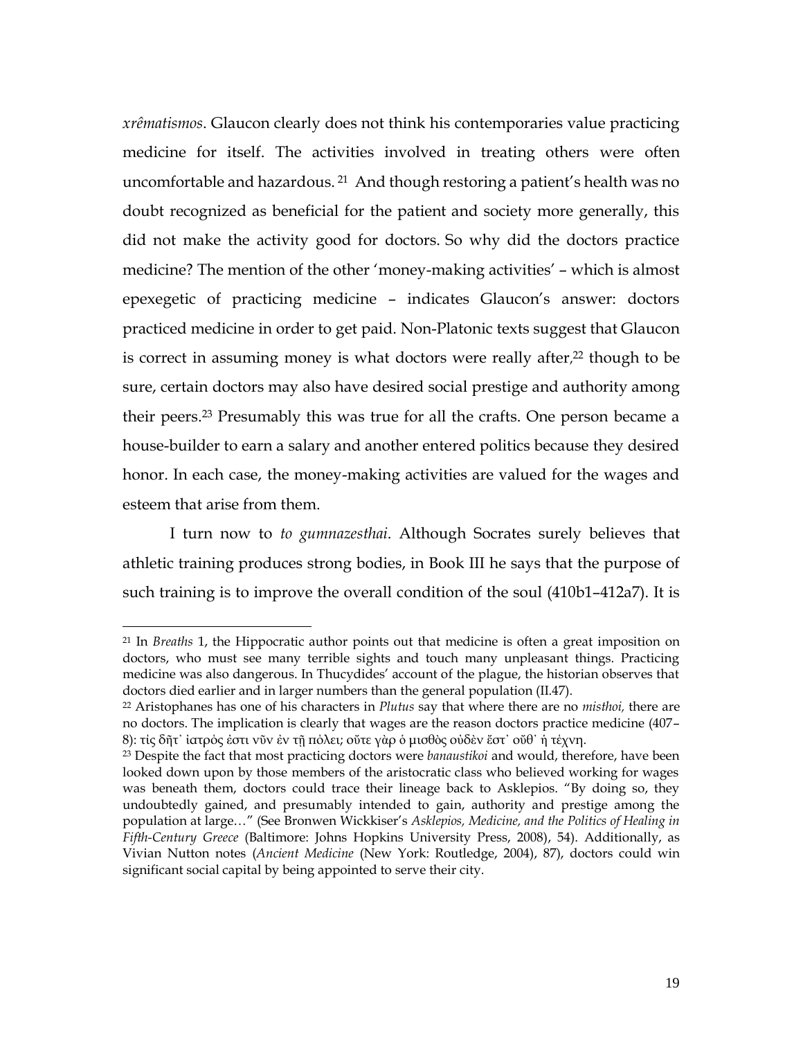*xrêmatismos*. Glaucon clearly does not think his contemporaries value practicing medicine for itself. The activities involved in treating others were often uncomfortable and hazardous.[21] And though restoring a patient's health was no doubt recognized as beneficial for the patient and society more generally, this did not make the activity good for doctors. So why did the doctors practice medicine? The mention of the other 'money-making activities' – which is almost epexegetic of practicing medicine – indicates Glaucon's answer: doctors practiced medicine in order to get paid. Non-Platonic texts suggest that Glaucon is correct in assuming money is what doctors were really after,[22] though to be sure, certain doctors may also have desired social prestige and authority among their peers.[23] Presumably this was true for all the crafts. One person became a house-builder to earn a salary and another entered politics because they desired honor. In each case, the money-making activities are valued for the wages and esteem that arise from them.

I turn now to *to gumnazesthai*. Although Socrates surely believes that athletic training produces strong bodies, in Book III he says that the purpose of such training is to improve the overall condition of the soul (410b1–412a7). It is

---

[21] In *Breaths* 1, the Hippocratic author points out that medicine is often a great imposition on doctors, who must see many terrible sights and touch many unpleasant things. Practicing medicine was also dangerous. In Thucydides' account of the plague, the historian observes that doctors died earlier and in larger numbers than the general population (II.47).

[22] Aristophanes has one of his characters in *Plutus* say that where there are no *misthoi,* there are no doctors. The implication is clearly that wages are the reason doctors practice medicine (407–8): τίς δῆτ᾽ ἰατρός ἐστι νῦν ἐν τῇ πόλει; οὔτε γὰρ ὁ μισθὸς οὐδὲν ἔστ᾽ οὔθ᾽ ἡ τέχνη.

[23] Despite the fact that most practicing doctors were *banaustikoi* and would, therefore, have been looked down upon by those members of the aristocratic class who believed working for wages was beneath them, doctors could trace their lineage back to Asklepios. "By doing so, they undoubtedly gained, and presumably intended to gain, authority and prestige among the population at large…" (See Bronwen Wickkiser's *Asklepios, Medicine, and the Politics of Healing in Fifth-Century Greece* (Baltimore: Johns Hopkins University Press, 2008), 54). Additionally, as Vivian Nutton notes (*Ancient Medicine* (New York: Routledge, 2004), 87), doctors could win significant social capital by being appointed to serve their city.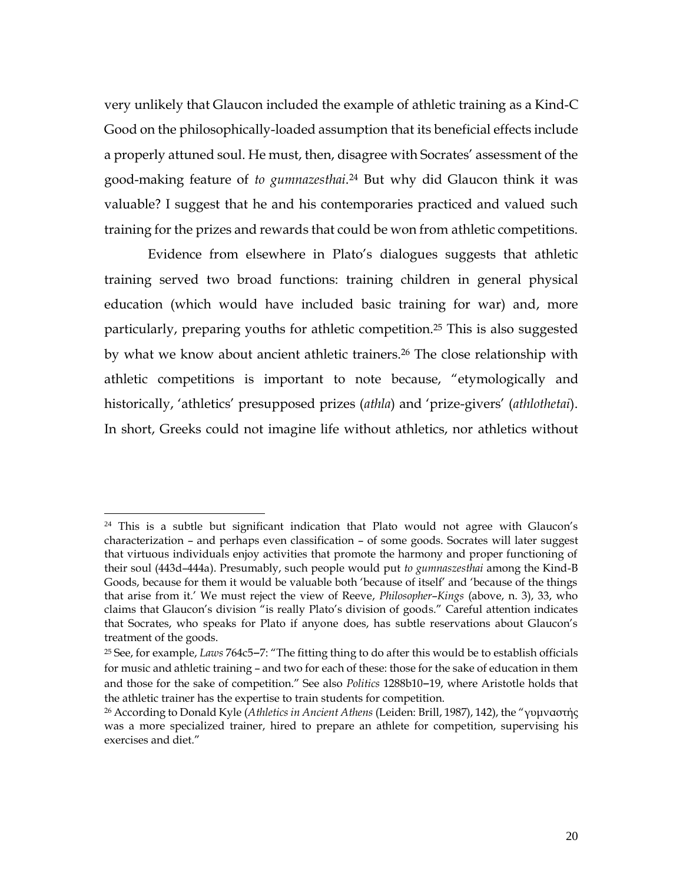very unlikely that Glaucon included the example of athletic training as a Kind-C Good on the philosophically-loaded assumption that its beneficial effects include a properly attuned soul. He must, then, disagree with Socrates' assessment of the good-making feature of *to gumnazesthai*.[24] But why did Glaucon think it was valuable? I suggest that he and his contemporaries practiced and valued such training for the prizes and rewards that could be won from athletic competitions.

Evidence from elsewhere in Plato's dialogues suggests that athletic training served two broad functions: training children in general physical education (which would have included basic training for war) and, more particularly, preparing youths for athletic competition.[25] This is also suggested by what we know about ancient athletic trainers.[26] The close relationship with athletic competitions is important to note because, "etymologically and historically, 'athletics' presupposed prizes (*athla*) and 'prize-givers' (*athlothetai*). In short, Greeks could not imagine life without athletics, nor athletics without

---

[24] This is a subtle but significant indication that Plato would not agree with Glaucon's characterization – and perhaps even classification – of some goods. Socrates will later suggest that virtuous individuals enjoy activities that promote the harmony and proper functioning of their soul (443d–444a). Presumably, such people would put *to gumnaszesthai* among the Kind-B Goods, because for them it would be valuable both 'because of itself' and 'because of the things that arise from it.' We must reject the view of Reeve, *Philosopher–Kings* (above, n. 3), 33, who claims that Glaucon's division "is really Plato's division of goods." Careful attention indicates that Socrates, who speaks for Plato if anyone does, has subtle reservations about Glaucon's treatment of the goods.

[25] See, for example, *Laws* 764c5–7: "The fitting thing to do after this would be to establish officials for music and athletic training – and two for each of these: those for the sake of education in them and those for the sake of competition." See also *Politics* 1288b10–19, where Aristotle holds that the athletic trainer has the expertise to train students for competition.

[26] According to Donald Kyle (*Athletics in Ancient Athens* (Leiden: Brill, 1987), 142), the "γυμναστὴς was a more specialized trainer, hired to prepare an athlete for competition, supervising his exercises and diet."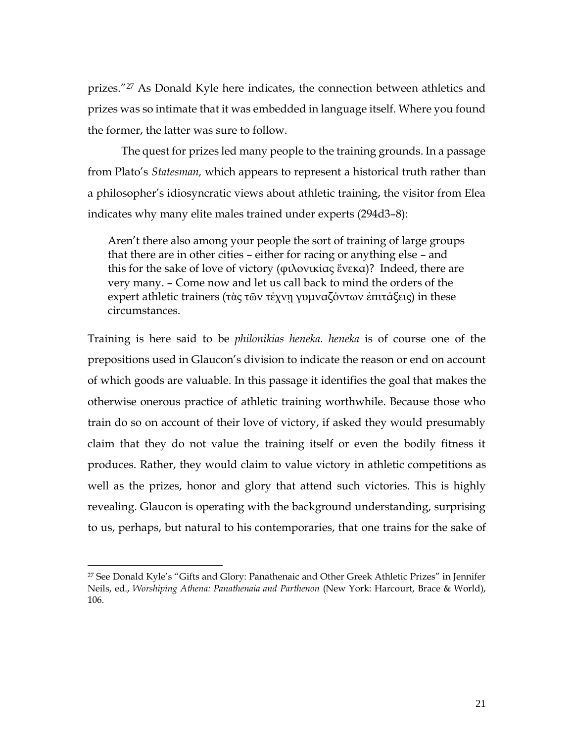prizes."[27] As Donald Kyle here indicates, the connection between athletics and prizes was so intimate that it was embedded in language itself. Where you found the former, the latter was sure to follow.

The quest for prizes led many people to the training grounds. In a passage from Plato's *Statesman,* which appears to represent a historical truth rather than a philosopher's idiosyncratic views about athletic training, the visitor from Elea indicates why many elite males trained under experts (294d3–8):

> Aren't there also among your people the sort of training of large groups that there are in other cities – either for racing or anything else – and this for the sake of love of victory (φιλονικίας ἕνεκα)? Indeed, there are very many. – Come now and let us call back to mind the orders of the expert athletic trainers (τὰς τῶν τέχνῃ γυμναζόντων ἐπιτάξεις) in these circumstances.

Training is here said to be *philonikias heneka*. *heneka* is of course one of the prepositions used in Glaucon's division to indicate the reason or end on account of which goods are valuable. In this passage it identifies the goal that makes the otherwise onerous practice of athletic training worthwhile. Because those who train do so on account of their love of victory, if asked they would presumably claim that they do not value the training itself or even the bodily fitness it produces. Rather, they would claim to value victory in athletic competitions as well as the prizes, honor and glory that attend such victories. This is highly revealing. Glaucon is operating with the background understanding, surprising to us, perhaps, but natural to his contemporaries, that one trains for the sake of

---

[27] See Donald Kyle's "Gifts and Glory: Panathenaic and Other Greek Athletic Prizes" in Jennifer Neils, ed., *Worshiping Athena: Panathenaia and Parthenon* (New York: Harcourt, Brace & World), 106.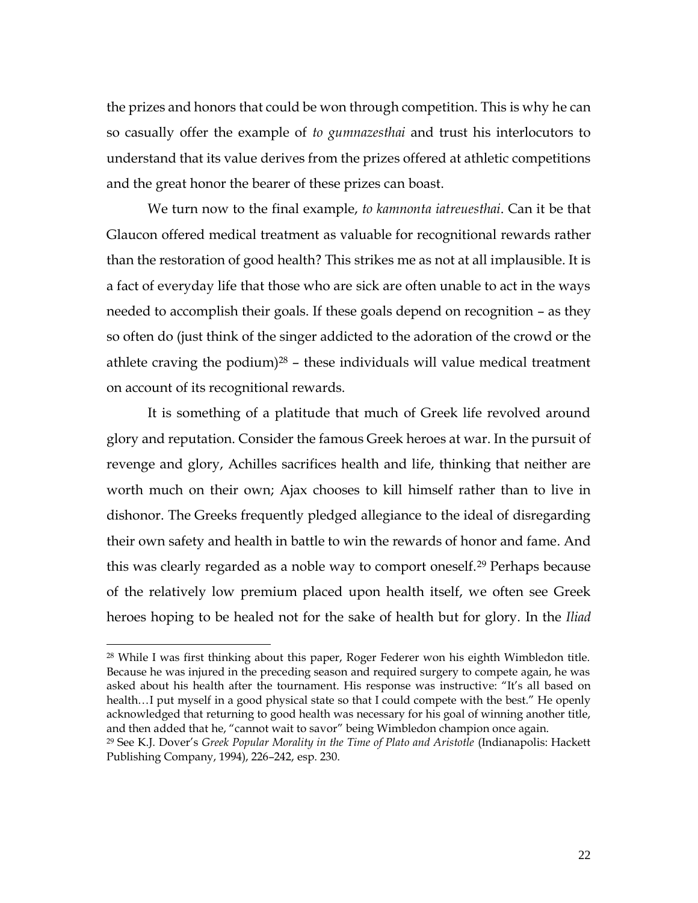the prizes and honors that could be won through competition. This is why he can so casually offer the example of *to gumnazesthai* and trust his interlocutors to understand that its value derives from the prizes offered at athletic competitions and the great honor the bearer of these prizes can boast.

We turn now to the final example, *to kamnonta iatreuesthai*. Can it be that Glaucon offered medical treatment as valuable for recognitional rewards rather than the restoration of good health? This strikes me as not at all implausible. It is a fact of everyday life that those who are sick are often unable to act in the ways needed to accomplish their goals. If these goals depend on recognition – as they so often do (just think of the singer addicted to the adoration of the crowd or the athlete craving the podium)[28] – these individuals will value medical treatment on account of its recognitional rewards.

It is something of a platitude that much of Greek life revolved around glory and reputation. Consider the famous Greek heroes at war. In the pursuit of revenge and glory, Achilles sacrifices health and life, thinking that neither are worth much on their own; Ajax chooses to kill himself rather than to live in dishonor. The Greeks frequently pledged allegiance to the ideal of disregarding their own safety and health in battle to win the rewards of honor and fame. And this was clearly regarded as a noble way to comport oneself.[29] Perhaps because of the relatively low premium placed upon health itself, we often see Greek heroes hoping to be healed not for the sake of health but for glory. In the *Iliad*

---

[28] While I was first thinking about this paper, Roger Federer won his eighth Wimbledon title. Because he was injured in the preceding season and required surgery to compete again, he was asked about his health after the tournament. His response was instructive: "It's all based on health…I put myself in a good physical state so that I could compete with the best." He openly acknowledged that returning to good health was necessary for his goal of winning another title, and then added that he, "cannot wait to savor" being Wimbledon champion once again.

[29] See K.J. Dover's *Greek Popular Morality in the Time of Plato and Aristotle* (Indianapolis: Hackett Publishing Company, 1994), 226–242, esp. 230.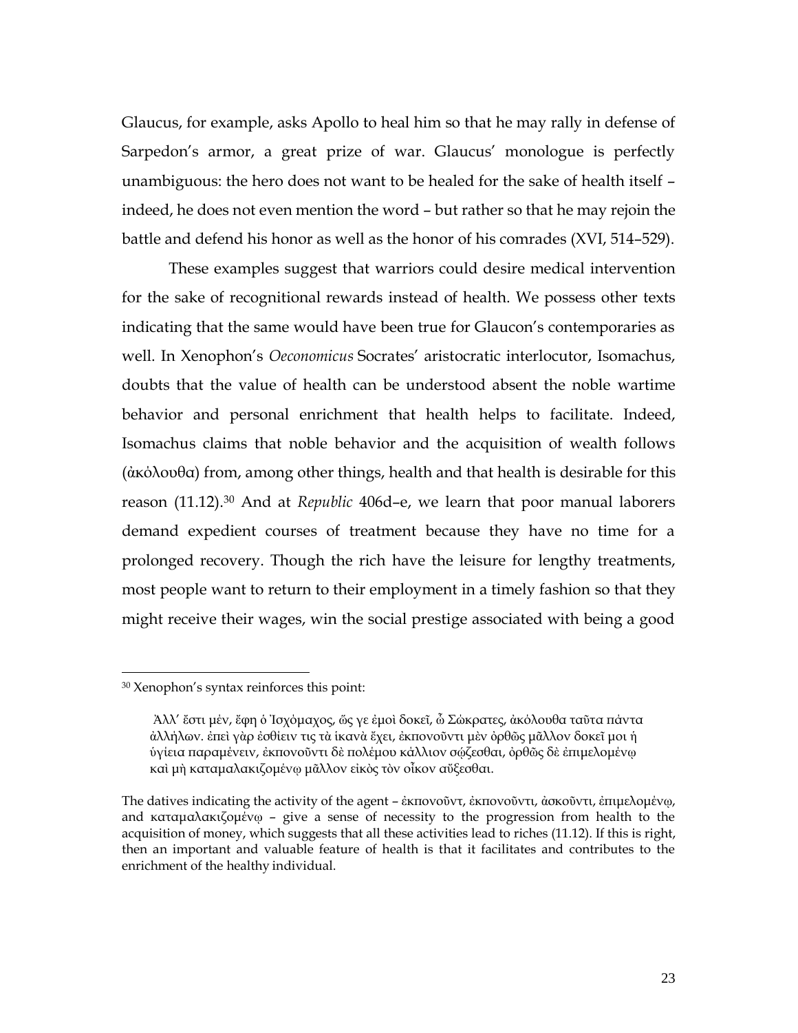Glaucus, for example, asks Apollo to heal him so that he may rally in defense of Sarpedon's armor, a great prize of war. Glaucus' monologue is perfectly unambiguous: the hero does not want to be healed for the sake of health itself – indeed, he does not even mention the word – but rather so that he may rejoin the battle and defend his honor as well as the honor of his comrades (XVI, 514–529).

These examples suggest that warriors could desire medical intervention for the sake of recognitional rewards instead of health. We possess other texts indicating that the same would have been true for Glaucon's contemporaries as well. In Xenophon's *Oeconomicus* Socrates' aristocratic interlocutor, Isomachus, doubts that the value of health can be understood absent the noble wartime behavior and personal enrichment that health helps to facilitate. Indeed, Isomachus claims that noble behavior and the acquisition of wealth follows (ἀκόλουθα) from, among other things, health and that health is desirable for this reason (11.12).[30] And at *Republic* 406d–e, we learn that poor manual laborers demand expedient courses of treatment because they have no time for a prolonged recovery. Though the rich have the leisure for lengthy treatments, most people want to return to their employment in a timely fashion so that they might receive their wages, win the social prestige associated with being a good

---

[30] Xenophon's syntax reinforces this point:

> Ἀλλ' ἔστι μέν, ἔφη ὁ Ἰσχόμαχος, ὥς γε ἐμοὶ δοκεῖ, ὦ Σώκρατες, ἀκόλουθα ταῦτα πάντα ἀλλήλων. ἐπεὶ γὰρ ἐσθίειν τις τὰ ἱκανὰ ἔχει, ἐκπονοῦντι μὲν ὀρθῶς μᾶλλον δοκεῖ μοι ἡ ὑγίεια παραμένειν, ἐκπονοῦντι δὲ πολέμου κάλλιον σῴζεσθαι, ὀρθῶς δὲ ἐπιμελομένῳ καὶ μὴ καταμαλακιζομένῳ μᾶλλον εἰκὸς τὸν οἶκον αὔξεσθαι.

The datives indicating the activity of the agent – ἐκπονοῦντ, ἐκπονοῦντι, ἀσκοῦντι, ἐπιμελομένῳ, and καταμαλακιζομένῳ – give a sense of necessity to the progression from health to the acquisition of money, which suggests that all these activities lead to riches (11.12). If this is right, then an important and valuable feature of health is that it facilitates and contributes to the enrichment of the healthy individual.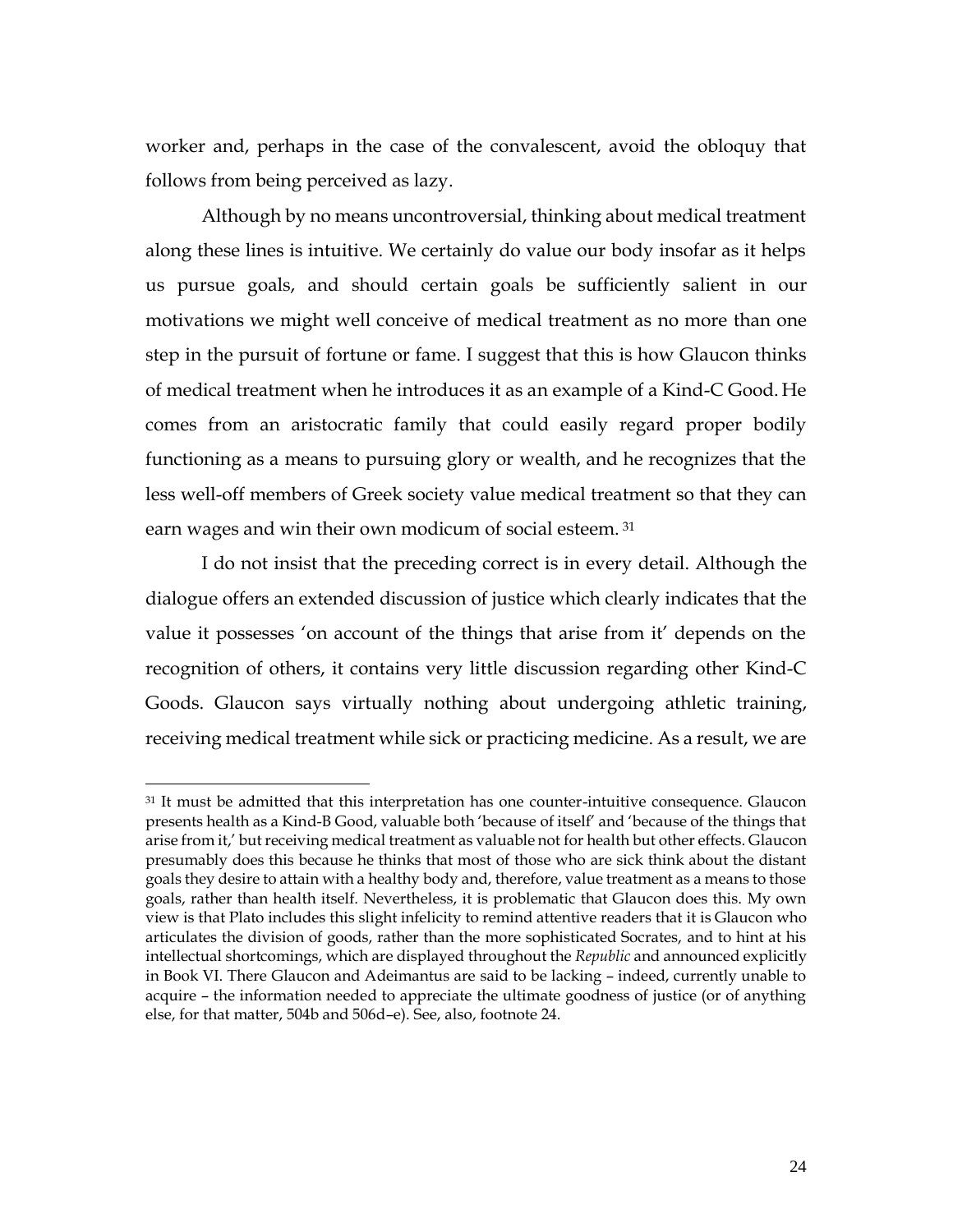worker and, perhaps in the case of the convalescent, avoid the obloquy that follows from being perceived as lazy.

Although by no means uncontroversial, thinking about medical treatment along these lines is intuitive. We certainly do value our body insofar as it helps us pursue goals, and should certain goals be sufficiently salient in our motivations we might well conceive of medical treatment as no more than one step in the pursuit of fortune or fame. I suggest that this is how Glaucon thinks of medical treatment when he introduces it as an example of a Kind-C Good. He comes from an aristocratic family that could easily regard proper bodily functioning as a means to pursuing glory or wealth, and he recognizes that the less well-off members of Greek society value medical treatment so that they can earn wages and win their own modicum of social esteem. [31]

I do not insist that the preceding correct is in every detail. Although the dialogue offers an extended discussion of justice which clearly indicates that the value it possesses 'on account of the things that arise from it' depends on the recognition of others, it contains very little discussion regarding other Kind-C Goods. Glaucon says virtually nothing about undergoing athletic training, receiving medical treatment while sick or practicing medicine. As a result, we are

---

[31] It must be admitted that this interpretation has one counter-intuitive consequence. Glaucon presents health as a Kind-B Good, valuable both 'because of itself' and 'because of the things that arise from it,' but receiving medical treatment as valuable not for health but other effects. Glaucon presumably does this because he thinks that most of those who are sick think about the distant goals they desire to attain with a healthy body and, therefore, value treatment as a means to those goals, rather than health itself. Nevertheless, it is problematic that Glaucon does this. My own view is that Plato includes this slight infelicity to remind attentive readers that it is Glaucon who articulates the division of goods, rather than the more sophisticated Socrates, and to hint at his intellectual shortcomings, which are displayed throughout the *Republic* and announced explicitly in Book VI. There Glaucon and Adeimantus are said to be lacking – indeed, currently unable to acquire – the information needed to appreciate the ultimate goodness of justice (or of anything else, for that matter, 504b and 506d–e). See, also, footnote 24.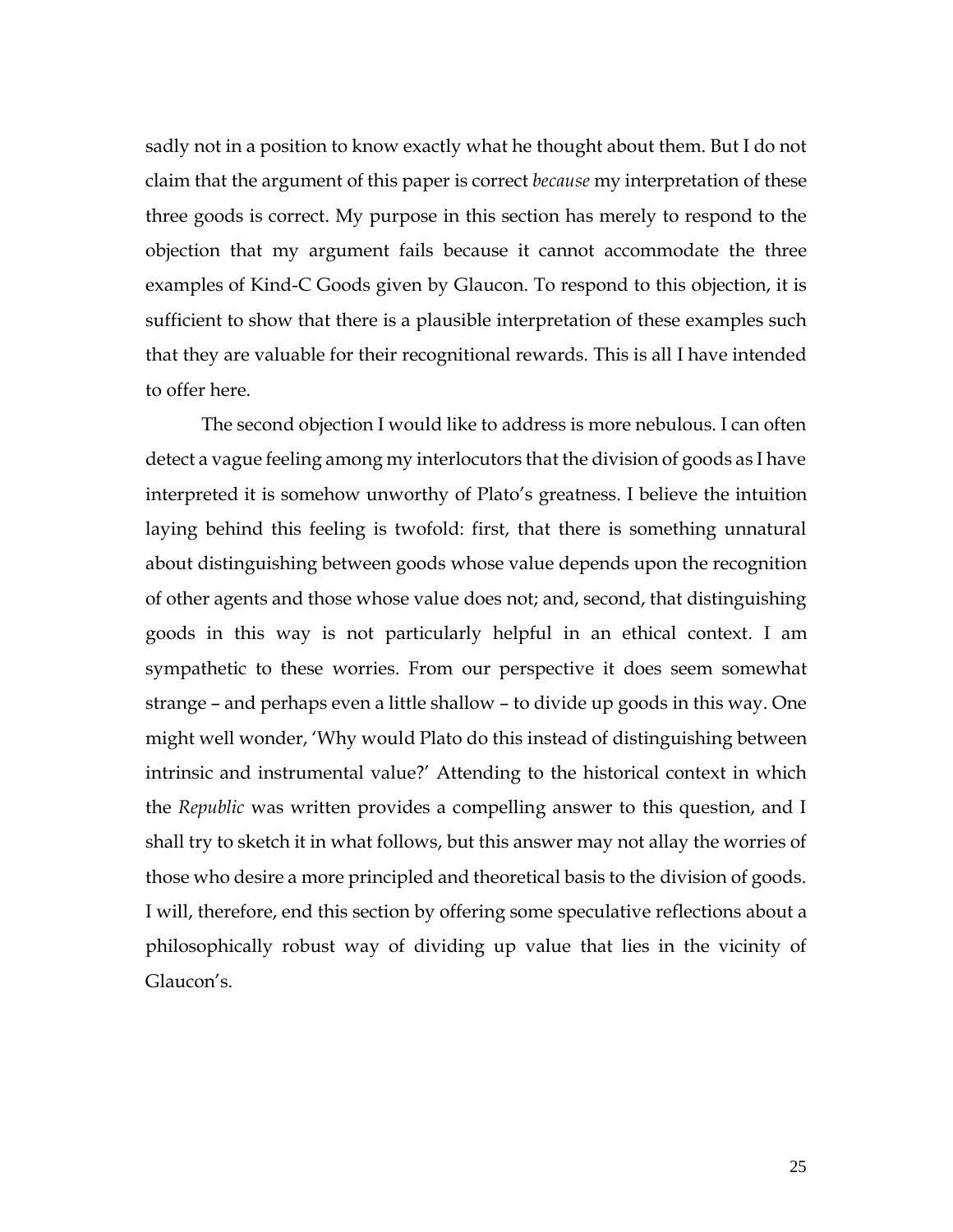sadly not in a position to know exactly what he thought about them. But I do not claim that the argument of this paper is correct *because* my interpretation of these three goods is correct. My purpose in this section has merely to respond to the objection that my argument fails because it cannot accommodate the three examples of Kind-C Goods given by Glaucon. To respond to this objection, it is sufficient to show that there is a plausible interpretation of these examples such that they are valuable for their recognitional rewards. This is all I have intended to offer here.

The second objection I would like to address is more nebulous. I can often detect a vague feeling among my interlocutors that the division of goods as I have interpreted it is somehow unworthy of Plato's greatness. I believe the intuition laying behind this feeling is twofold: first, that there is something unnatural about distinguishing between goods whose value depends upon the recognition of other agents and those whose value does not; and, second, that distinguishing goods in this way is not particularly helpful in an ethical context. I am sympathetic to these worries. From our perspective it does seem somewhat strange – and perhaps even a little shallow – to divide up goods in this way. One might well wonder, 'Why would Plato do this instead of distinguishing between intrinsic and instrumental value?' Attending to the historical context in which the *Republic* was written provides a compelling answer to this question, and I shall try to sketch it in what follows, but this answer may not allay the worries of those who desire a more principled and theoretical basis to the division of goods. I will, therefore, end this section by offering some speculative reflections about a philosophically robust way of dividing up value that lies in the vicinity of Glaucon's.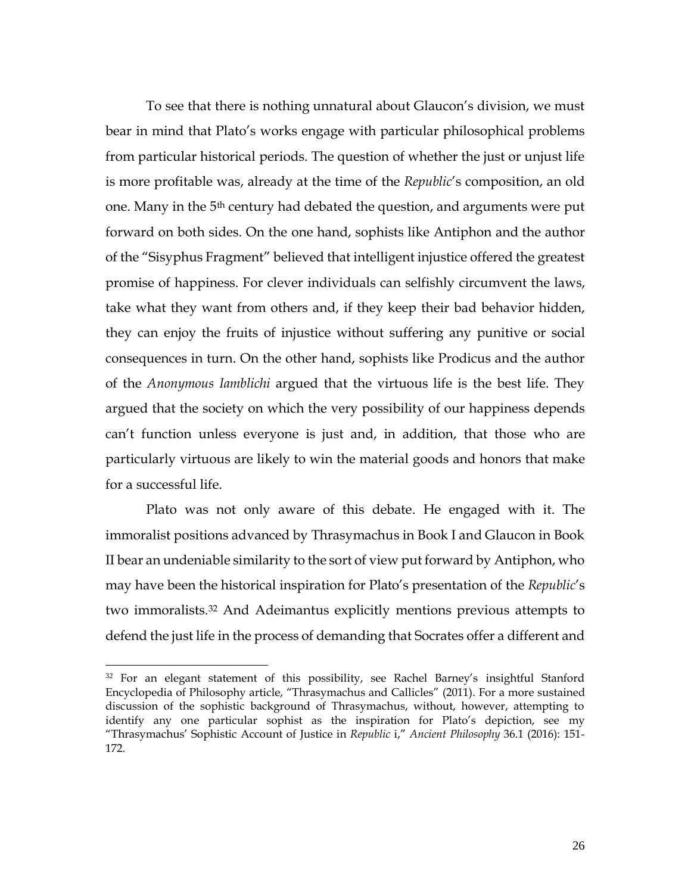To see that there is nothing unnatural about Glaucon's division, we must bear in mind that Plato's works engage with particular philosophical problems from particular historical periods. The question of whether the just or unjust life is more profitable was, already at the time of the *Republic*'s composition, an old one. Many in the 5th century had debated the question, and arguments were put forward on both sides. On the one hand, sophists like Antiphon and the author of the "Sisyphus Fragment" believed that intelligent injustice offered the greatest promise of happiness. For clever individuals can selfishly circumvent the laws, take what they want from others and, if they keep their bad behavior hidden, they can enjoy the fruits of injustice without suffering any punitive or social consequences in turn. On the other hand, sophists like Prodicus and the author of the *Anonymous Iamblichi* argued that the virtuous life is the best life. They argued that the society on which the very possibility of our happiness depends can't function unless everyone is just and, in addition, that those who are particularly virtuous are likely to win the material goods and honors that make for a successful life.

Plato was not only aware of this debate. He engaged with it. The immoralist positions advanced by Thrasymachus in Book I and Glaucon in Book II bear an undeniable similarity to the sort of view put forward by Antiphon, who may have been the historical inspiration for Plato's presentation of the *Republic*'s two immoralists.[32] And Adeimantus explicitly mentions previous attempts to defend the just life in the process of demanding that Socrates offer a different and

---

[32] For an elegant statement of this possibility, see Rachel Barney's insightful Stanford Encyclopedia of Philosophy article, "Thrasymachus and Callicles" (2011). For a more sustained discussion of the sophistic background of Thrasymachus, without, however, attempting to identify any one particular sophist as the inspiration for Plato's depiction, see my "Thrasymachus' Sophistic Account of Justice in *Republic* i," *Ancient Philosophy* 36.1 (2016): 151-172.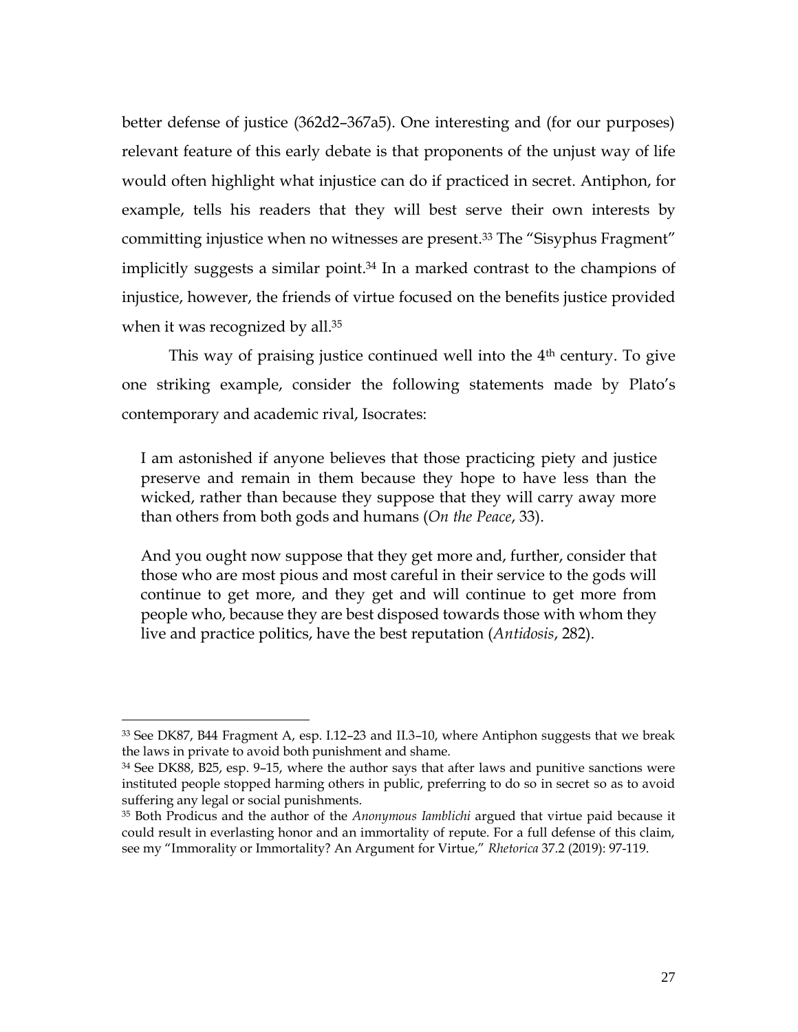better defense of justice (362d2–367a5). One interesting and (for our purposes) relevant feature of this early debate is that proponents of the unjust way of life would often highlight what injustice can do if practiced in secret. Antiphon, for example, tells his readers that they will best serve their own interests by committing injustice when no witnesses are present.[33] The "Sisyphus Fragment" implicitly suggests a similar point.[34] In a marked contrast to the champions of injustice, however, the friends of virtue focused on the benefits justice provided when it was recognized by all.[35]

This way of praising justice continued well into the 4th century. To give one striking example, consider the following statements made by Plato's contemporary and academic rival, Isocrates:

> I am astonished if anyone believes that those practicing piety and justice preserve and remain in them because they hope to have less than the wicked, rather than because they suppose that they will carry away more than others from both gods and humans (*On the Peace*, 33).

> And you ought now suppose that they get more and, further, consider that those who are most pious and most careful in their service to the gods will continue to get more, and they get and will continue to get more from people who, because they are best disposed towards those with whom they live and practice politics, have the best reputation (*Antidosis*, 282).

---

[33] See DK87, B44 Fragment A, esp. I.12–23 and II.3–10, where Antiphon suggests that we break the laws in private to avoid both punishment and shame.

[34] See DK88, B25, esp. 9–15, where the author says that after laws and punitive sanctions were instituted people stopped harming others in public, preferring to do so in secret so as to avoid suffering any legal or social punishments.

[35] Both Prodicus and the author of the *Anonymous Iamblichi* argued that virtue paid because it could result in everlasting honor and an immortality of repute. For a full defense of this claim, see my "Immorality or Immortality? An Argument for Virtue," *Rhetorica* 37.2 (2019): 97-119.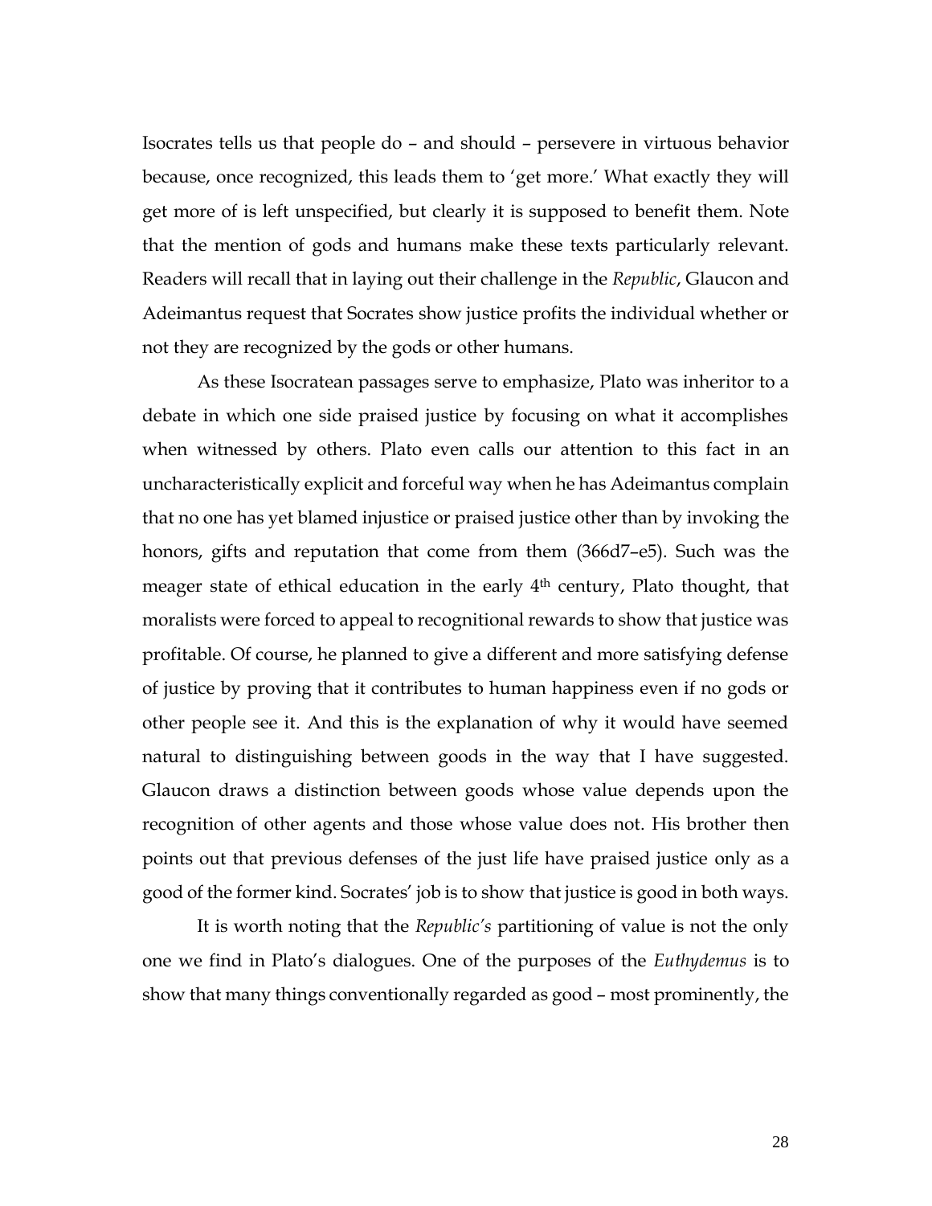Isocrates tells us that people do – and should – persevere in virtuous behavior because, once recognized, this leads them to 'get more.' What exactly they will get more of is left unspecified, but clearly it is supposed to benefit them. Note that the mention of gods and humans make these texts particularly relevant. Readers will recall that in laying out their challenge in the *Republic*, Glaucon and Adeimantus request that Socrates show justice profits the individual whether or not they are recognized by the gods or other humans.

As these Isocratean passages serve to emphasize, Plato was inheritor to a debate in which one side praised justice by focusing on what it accomplishes when witnessed by others. Plato even calls our attention to this fact in an uncharacteristically explicit and forceful way when he has Adeimantus complain that no one has yet blamed injustice or praised justice other than by invoking the honors, gifts and reputation that come from them (366d7–e5). Such was the meager state of ethical education in the early 4th century, Plato thought, that moralists were forced to appeal to recognitional rewards to show that justice was profitable. Of course, he planned to give a different and more satisfying defense of justice by proving that it contributes to human happiness even if no gods or other people see it. And this is the explanation of why it would have seemed natural to distinguishing between goods in the way that I have suggested. Glaucon draws a distinction between goods whose value depends upon the recognition of other agents and those whose value does not. His brother then points out that previous defenses of the just life have praised justice only as a good of the former kind. Socrates' job is to show that justice is good in both ways.

It is worth noting that the *Republic's* partitioning of value is not the only one we find in Plato's dialogues. One of the purposes of the *Euthydemus* is to show that many things conventionally regarded as good – most prominently, the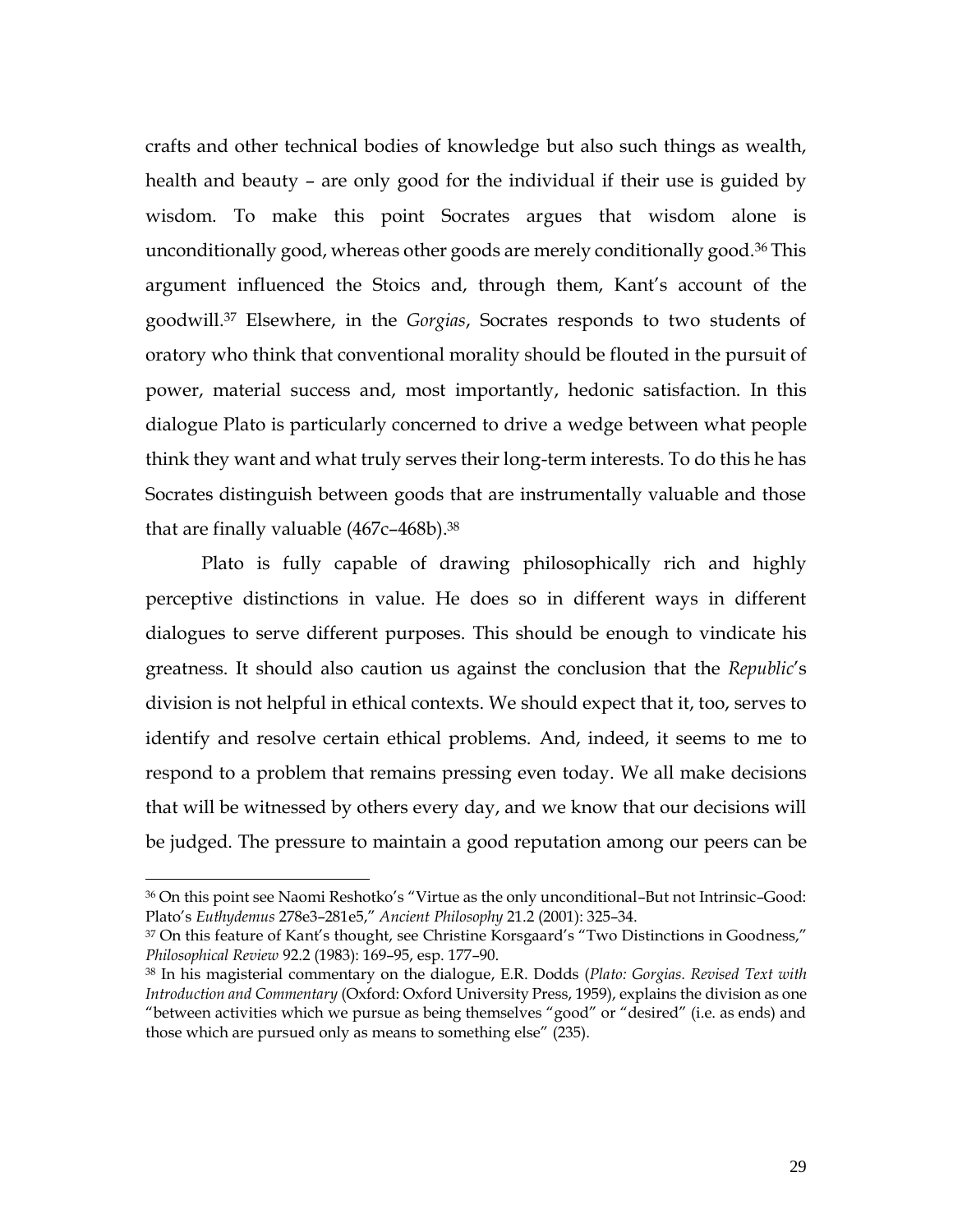crafts and other technical bodies of knowledge but also such things as wealth, health and beauty – are only good for the individual if their use is guided by wisdom. To make this point Socrates argues that wisdom alone is unconditionally good, whereas other goods are merely conditionally good.[36] This argument influenced the Stoics and, through them, Kant's account of the goodwill.[37] Elsewhere, in the *Gorgias*, Socrates responds to two students of oratory who think that conventional morality should be flouted in the pursuit of power, material success and, most importantly, hedonic satisfaction. In this dialogue Plato is particularly concerned to drive a wedge between what people think they want and what truly serves their long-term interests. To do this he has Socrates distinguish between goods that are instrumentally valuable and those that are finally valuable (467c–468b).[38]

Plato is fully capable of drawing philosophically rich and highly perceptive distinctions in value. He does so in different ways in different dialogues to serve different purposes. This should be enough to vindicate his greatness. It should also caution us against the conclusion that the *Republic*'s division is not helpful in ethical contexts. We should expect that it, too, serves to identify and resolve certain ethical problems. And, indeed, it seems to me to respond to a problem that remains pressing even today. We all make decisions that will be witnessed by others every day, and we know that our decisions will be judged. The pressure to maintain a good reputation among our peers can be

---

[36] On this point see Naomi Reshotko's "Virtue as the only unconditional–But not Intrinsic–Good: Plato's *Euthydemus* 278e3–281e5," *Ancient Philosophy* 21.2 (2001): 325–34.

[37] On this feature of Kant's thought, see Christine Korsgaard's "Two Distinctions in Goodness," *Philosophical Review* 92.2 (1983): 169–95, esp. 177–90.

[38] In his magisterial commentary on the dialogue, E.R. Dodds (*Plato: Gorgias. Revised Text with Introduction and Commentary* (Oxford: Oxford University Press, 1959), explains the division as one "between activities which we pursue as being themselves "good" or "desired" (i.e. as ends) and those which are pursued only as means to something else" (235).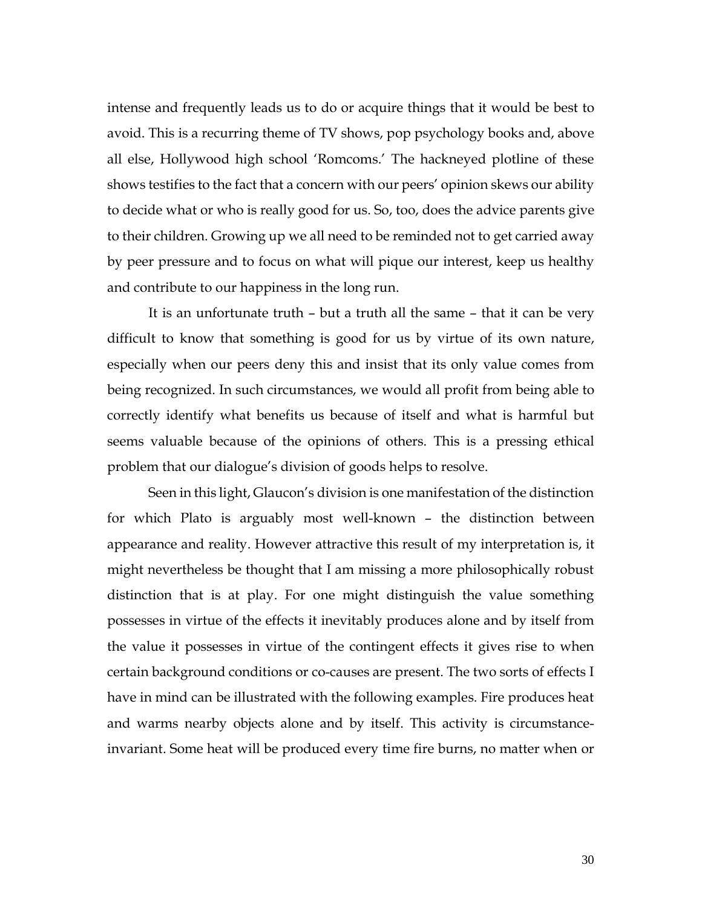intense and frequently leads us to do or acquire things that it would be best to avoid. This is a recurring theme of TV shows, pop psychology books and, above all else, Hollywood high school 'Romcoms.' The hackneyed plotline of these shows testifies to the fact that a concern with our peers' opinion skews our ability to decide what or who is really good for us. So, too, does the advice parents give to their children. Growing up we all need to be reminded not to get carried away by peer pressure and to focus on what will pique our interest, keep us healthy and contribute to our happiness in the long run.

It is an unfortunate truth – but a truth all the same – that it can be very difficult to know that something is good for us by virtue of its own nature, especially when our peers deny this and insist that its only value comes from being recognized. In such circumstances, we would all profit from being able to correctly identify what benefits us because of itself and what is harmful but seems valuable because of the opinions of others. This is a pressing ethical problem that our dialogue's division of goods helps to resolve.

Seen in this light, Glaucon's division is one manifestation of the distinction for which Plato is arguably most well-known – the distinction between appearance and reality. However attractive this result of my interpretation is, it might nevertheless be thought that I am missing a more philosophically robust distinction that is at play. For one might distinguish the value something possesses in virtue of the effects it inevitably produces alone and by itself from the value it possesses in virtue of the contingent effects it gives rise to when certain background conditions or co-causes are present. The two sorts of effects I have in mind can be illustrated with the following examples. Fire produces heat and warms nearby objects alone and by itself. This activity is circumstance-invariant. Some heat will be produced every time fire burns, no matter when or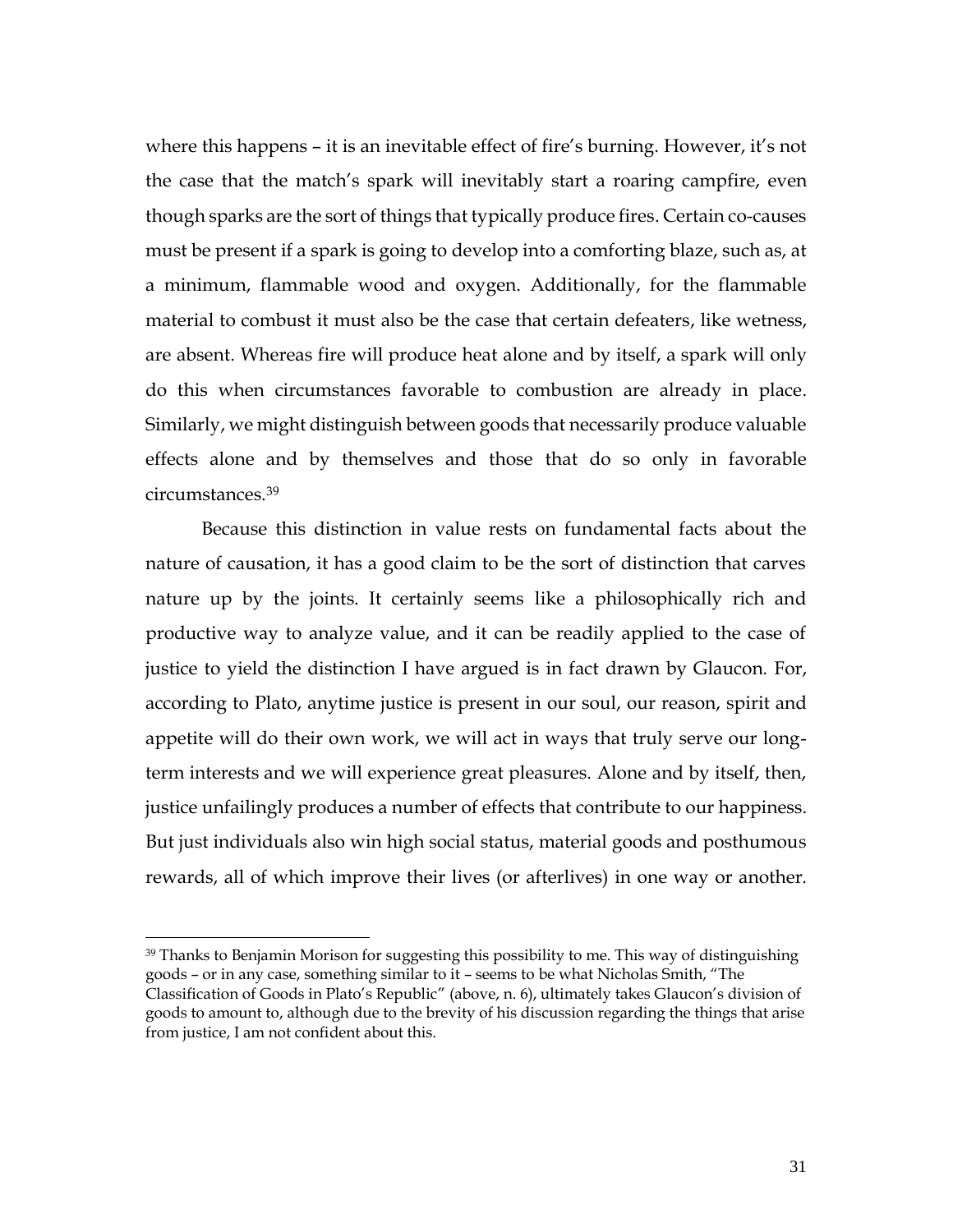where this happens – it is an inevitable effect of fire's burning. However, it's not the case that the match's spark will inevitably start a roaring campfire, even though sparks are the sort of things that typically produce fires. Certain co-causes must be present if a spark is going to develop into a comforting blaze, such as, at a minimum, flammable wood and oxygen. Additionally, for the flammable material to combust it must also be the case that certain defeaters, like wetness, are absent. Whereas fire will produce heat alone and by itself, a spark will only do this when circumstances favorable to combustion are already in place. Similarly, we might distinguish between goods that necessarily produce valuable effects alone and by themselves and those that do so only in favorable circumstances.[39]

Because this distinction in value rests on fundamental facts about the nature of causation, it has a good claim to be the sort of distinction that carves nature up by the joints. It certainly seems like a philosophically rich and productive way to analyze value, and it can be readily applied to the case of justice to yield the distinction I have argued is in fact drawn by Glaucon. For, according to Plato, anytime justice is present in our soul, our reason, spirit and appetite will do their own work, we will act in ways that truly serve our long-term interests and we will experience great pleasures. Alone and by itself, then, justice unfailingly produces a number of effects that contribute to our happiness. But just individuals also win high social status, material goods and posthumous rewards, all of which improve their lives (or afterlives) in one way or another.

[39] Thanks to Benjamin Morison for suggesting this possibility to me. This way of distinguishing goods – or in any case, something similar to it – seems to be what Nicholas Smith, "The Classification of Goods in Plato's Republic" (above, n. 6), ultimately takes Glaucon's division of goods to amount to, although due to the brevity of his discussion regarding the things that arise from justice, I am not confident about this.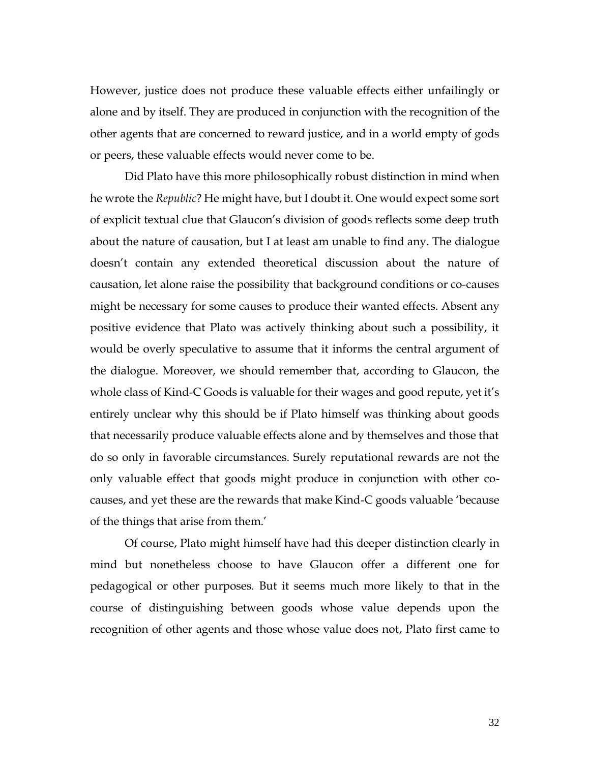However, justice does not produce these valuable effects either unfailingly or alone and by itself. They are produced in conjunction with the recognition of the other agents that are concerned to reward justice, and in a world empty of gods or peers, these valuable effects would never come to be.

Did Plato have this more philosophically robust distinction in mind when he wrote the *Republic*? He might have, but I doubt it. One would expect some sort of explicit textual clue that Glaucon's division of goods reflects some deep truth about the nature of causation, but I at least am unable to find any. The dialogue doesn't contain any extended theoretical discussion about the nature of causation, let alone raise the possibility that background conditions or co-causes might be necessary for some causes to produce their wanted effects. Absent any positive evidence that Plato was actively thinking about such a possibility, it would be overly speculative to assume that it informs the central argument of the dialogue. Moreover, we should remember that, according to Glaucon, the whole class of Kind-C Goods is valuable for their wages and good repute, yet it's entirely unclear why this should be if Plato himself was thinking about goods that necessarily produce valuable effects alone and by themselves and those that do so only in favorable circumstances. Surely reputational rewards are not the only valuable effect that goods might produce in conjunction with other co-causes, and yet these are the rewards that make Kind-C goods valuable 'because of the things that arise from them.'

Of course, Plato might himself have had this deeper distinction clearly in mind but nonetheless choose to have Glaucon offer a different one for pedagogical or other purposes. But it seems much more likely to that in the course of distinguishing between goods whose value depends upon the recognition of other agents and those whose value does not, Plato first came to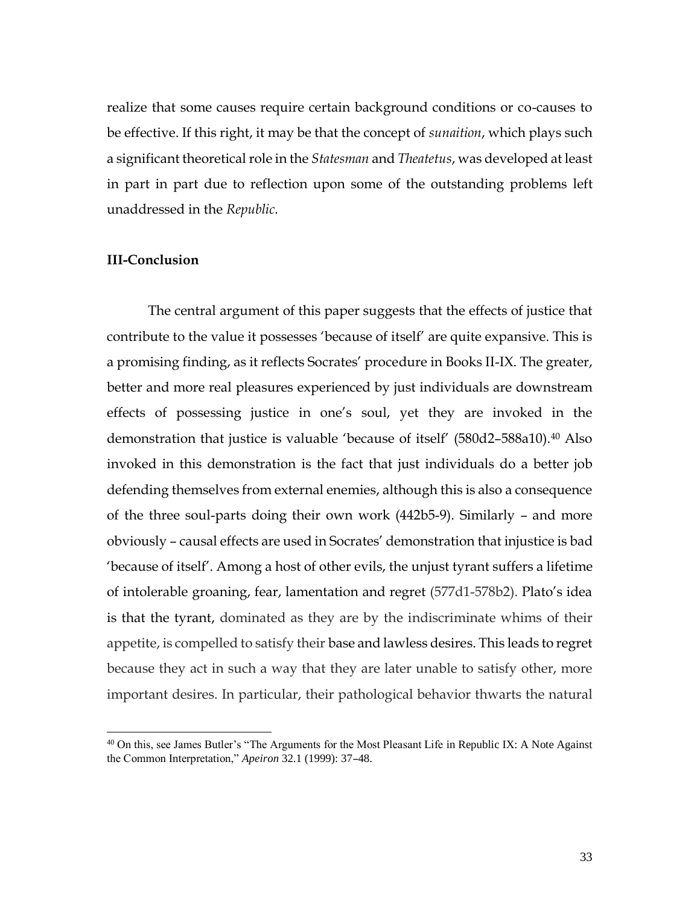realize that some causes require certain background conditions or co-causes to be effective. If this right, it may be that the concept of *sunaition*, which plays such a significant theoretical role in the *Statesman* and *Theatetus*, was developed at least in part in part due to reflection upon some of the outstanding problems left unaddressed in the *Republic.*

**III-Conclusion**

The central argument of this paper suggests that the effects of justice that contribute to the value it possesses 'because of itself' are quite expansive. This is a promising finding, as it reflects Socrates' procedure in Books II-IX. The greater, better and more real pleasures experienced by just individuals are downstream effects of possessing justice in one's soul, yet they are invoked in the demonstration that justice is valuable 'because of itself' (580d2–588a10).[40] Also invoked in this demonstration is the fact that just individuals do a better job defending themselves from external enemies, although this is also a consequence of the three soul-parts doing their own work (442b5-9). Similarly – and more obviously – causal effects are used in Socrates' demonstration that injustice is bad 'because of itself'. Among a host of other evils, the unjust tyrant suffers a lifetime of intolerable groaning, fear, lamentation and regret (577d1-578b2). Plato's idea is that the tyrant, dominated as they are by the indiscriminate whims of their appetite, is compelled to satisfy their base and lawless desires. This leads to regret because they act in such a way that they are later unable to satisfy other, more important desires. In particular, their pathological behavior thwarts the natural

[40] On this, see James Butler's "The Arguments for the Most Pleasant Life in Republic IX: A Note Against the Common Interpretation," *Apeiron* 32.1 (1999): 37–48.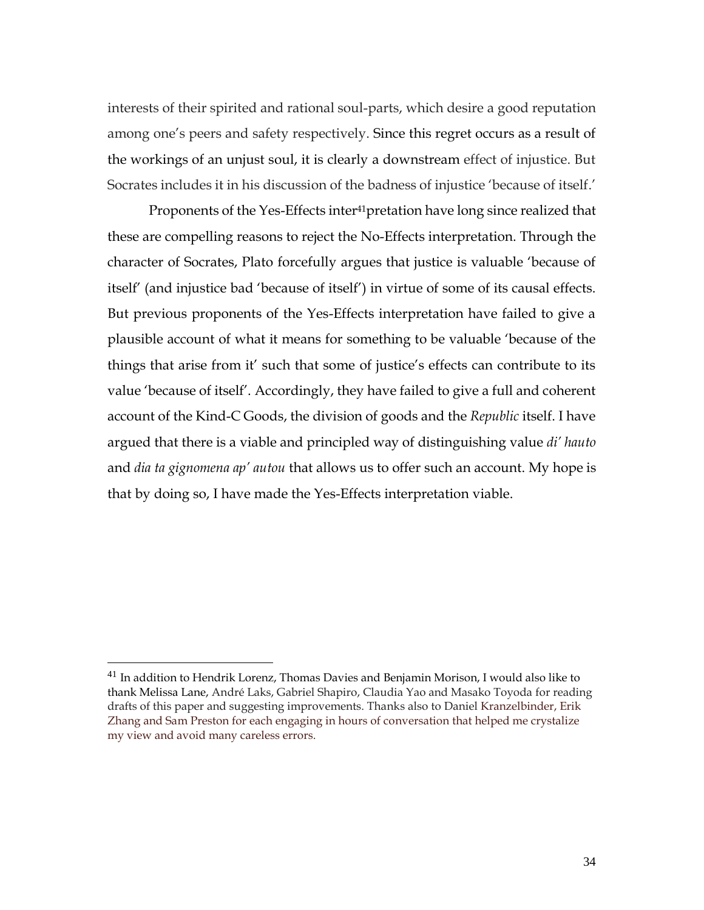interests of their spirited and rational soul-parts, which desire a good reputation among one's peers and safety respectively. Since this regret occurs as a result of the workings of an unjust soul, it is clearly a downstream effect of injustice. But Socrates includes it in his discussion of the badness of injustice 'because of itself.'

Proponents of the Yes-Effects interpretation[41] have long since realized that these are compelling reasons to reject the No-Effects interpretation. Through the character of Socrates, Plato forcefully argues that justice is valuable 'because of itself' (and injustice bad 'because of itself') in virtue of some of its causal effects. But previous proponents of the Yes-Effects interpretation have failed to give a plausible account of what it means for something to be valuable 'because of the things that arise from it' such that some of justice's effects can contribute to its value 'because of itself'. Accordingly, they have failed to give a full and coherent account of the Kind-C Goods, the division of goods and the *Republic* itself. I have argued that there is a viable and principled way of distinguishing value *di' hauto* and *dia ta gignomena ap' autou* that allows us to offer such an account. My hope is that by doing so, I have made the Yes-Effects interpretation viable.

---

[41] In addition to Hendrik Lorenz, Thomas Davies and Benjamin Morison, I would also like to thank Melissa Lane, André Laks, Gabriel Shapiro, Claudia Yao and Masako Toyoda for reading drafts of this paper and suggesting improvements. Thanks also to Daniel Kranzelbinder, Erik Zhang and Sam Preston for each engaging in hours of conversation that helped me crystalize my view and avoid many careless errors.